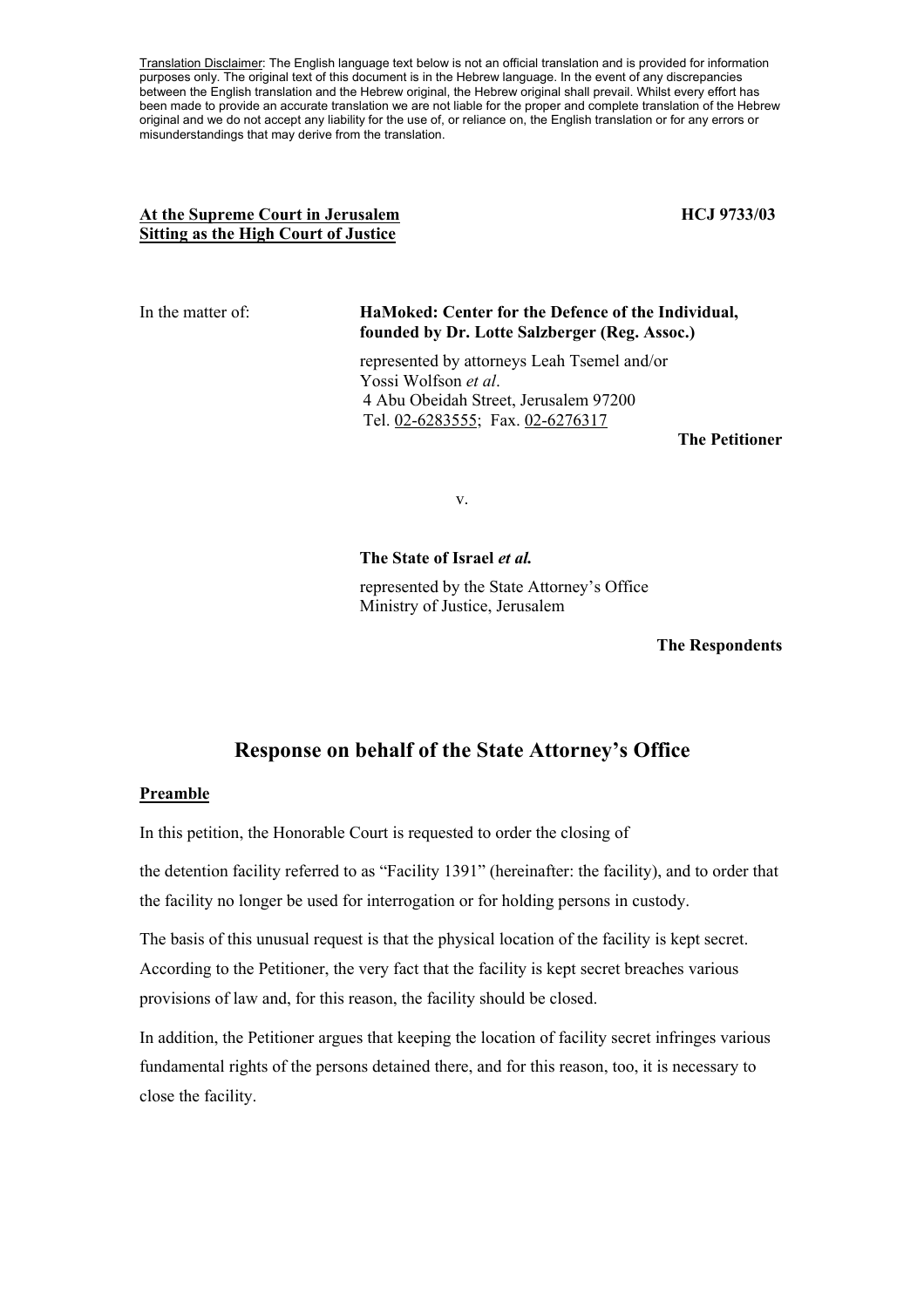Translation Disclaimer: The English language text below is not an official translation and is provided for information purposes only. The original text of this document is in the Hebrew language. In the event of any discrepancies between the English translation and the Hebrew original, the Hebrew original shall prevail. Whilst every effort has been made to provide an accurate translation we are not liable for the proper and complete translation of the Hebrew original and we do not accept any liability for the use of, or reliance on, the English translation or for any errors or misunderstandings that may derive from the translation.

**At the Supreme Court in Jerusalem**
**Sitting as the High Court of Justice**

**HCJ 9733/03**

In the matter of:

**HaMoked: Center for the Defence of the Individual, founded by Dr. Lotte Salzberger (Reg. Assoc.)**

represented by attorneys Leah Tsemel and/or Yossi Wolfson *et al*.
4 Abu Obeidah Street, Jerusalem 97200
Tel. 02-6283555; Fax. 02-6276317

**The Petitioner**

v.

**The State of Israel *et al.***

represented by the State Attorney's Office
Ministry of Justice, Jerusalem

**The Respondents**

## Response on behalf of the State Attorney's Office

**Preamble**

In this petition, the Honorable Court is requested to order the closing of

the detention facility referred to as "Facility 1391" (hereinafter: the facility), and to order that the facility no longer be used for interrogation or for holding persons in custody.

The basis of this unusual request is that the physical location of the facility is kept secret. According to the Petitioner, the very fact that the facility is kept secret breaches various provisions of law and, for this reason, the facility should be closed.

In addition, the Petitioner argues that keeping the location of facility secret infringes various fundamental rights of the persons detained there, and for this reason, too, it is necessary to close the facility.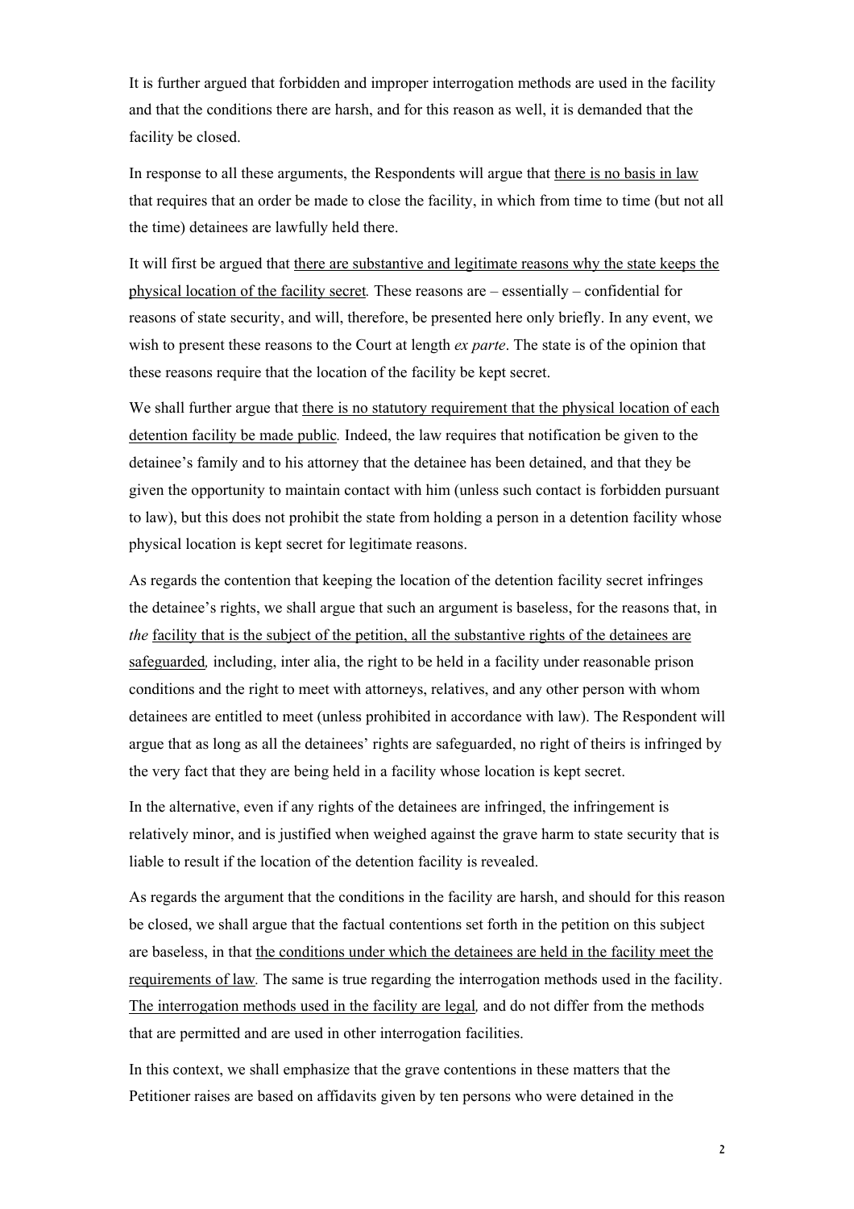It is further argued that forbidden and improper interrogation methods are used in the facility and that the conditions there are harsh, and for this reason as well, it is demanded that the facility be closed.

In response to all these arguments, the Respondents will argue that <u>there is no basis in law</u> that requires that an order be made to close the facility, in which from time to time (but not all the time) detainees are lawfully held there.

It will first be argued that <u>there are substantive and legitimate reasons why the state keeps the physical location of the facility secret</u>*.* These reasons are – essentially – confidential for reasons of state security, and will, therefore, be presented here only briefly. In any event, we wish to present these reasons to the Court at length *ex parte*. The state is of the opinion that these reasons require that the location of the facility be kept secret.

We shall further argue that <u>there is no statutory requirement that the physical location of each detention facility be made public</u>*.* Indeed, the law requires that notification be given to the detainee's family and to his attorney that the detainee has been detained, and that they be given the opportunity to maintain contact with him (unless such contact is forbidden pursuant to law), but this does not prohibit the state from holding a person in a detention facility whose physical location is kept secret for legitimate reasons.

As regards the contention that keeping the location of the detention facility secret infringes the detainee's rights, we shall argue that such an argument is baseless, for the reasons that, in *the* <u>facility that is the subject of the petition, all the substantive rights of the detainees are safeguarded</u>*,* including, inter alia, the right to be held in a facility under reasonable prison conditions and the right to meet with attorneys, relatives, and any other person with whom detainees are entitled to meet (unless prohibited in accordance with law). The Respondent will argue that as long as all the detainees' rights are safeguarded, no right of theirs is infringed by the very fact that they are being held in a facility whose location is kept secret.

In the alternative, even if any rights of the detainees are infringed, the infringement is relatively minor, and is justified when weighed against the grave harm to state security that is liable to result if the location of the detention facility is revealed.

As regards the argument that the conditions in the facility are harsh, and should for this reason be closed, we shall argue that the factual contentions set forth in the petition on this subject are baseless, in that <u>the conditions under which the detainees are held in the facility meet the requirements of law</u>*.* The same is true regarding the interrogation methods used in the facility. <u>The interrogation methods used in the facility are legal</u>*,* and do not differ from the methods that are permitted and are used in other interrogation facilities.

In this context, we shall emphasize that the grave contentions in these matters that the Petitioner raises are based on affidavits given by ten persons who were detained in the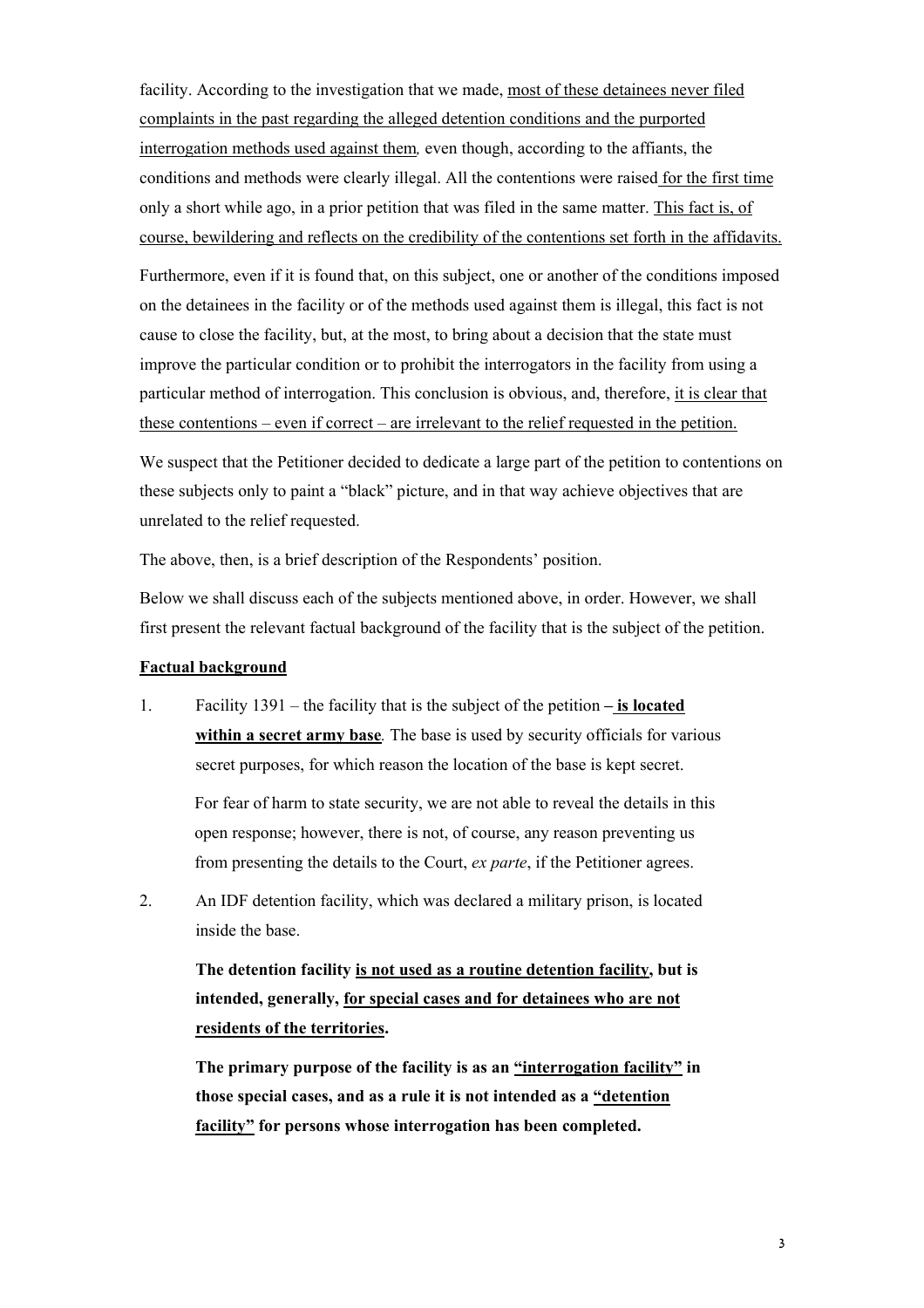facility. According to the investigation that we made, <u>most of these detainees never filed complaints in the past regarding the alleged detention conditions and the purported interrogation methods used against them</u>*,* even though, according to the affiants, the conditions and methods were clearly illegal. All the contentions were raised <u>for the first time</u> only a short while ago, in a prior petition that was filed in the same matter. <u>This fact is, of course, bewildering and reflects on the credibility of the contentions set forth in the affidavits.</u>

Furthermore, even if it is found that, on this subject, one or another of the conditions imposed on the detainees in the facility or of the methods used against them is illegal, this fact is not cause to close the facility, but, at the most, to bring about a decision that the state must improve the particular condition or to prohibit the interrogators in the facility from using a particular method of interrogation. This conclusion is obvious, and, therefore, <u>it is clear that these contentions – even if correct – are irrelevant to the relief requested in the petition.</u>

We suspect that the Petitioner decided to dedicate a large part of the petition to contentions on these subjects only to paint a "black" picture, and in that way achieve objectives that are unrelated to the relief requested.

The above, then, is a brief description of the Respondents' position.

Below we shall discuss each of the subjects mentioned above, in order. However, we shall first present the relevant factual background of the facility that is the subject of the petition.

**<u>Factual background</u>**

1. Facility 1391 – the facility that is the subject of the petition **– <u>is located within a secret army base</u>***.* The base is used by security officials for various secret purposes, for which reason the location of the base is kept secret.

   For fear of harm to state security, we are not able to reveal the details in this open response; however, there is not, of course, any reason preventing us from presenting the details to the Court, *ex parte*, if the Petitioner agrees.

2. An IDF detention facility, which was declared a military prison, is located inside the base.

   **The detention facility <u>is not used as a routine detention facility</u>, but is intended, generally, <u>for special cases and for detainees who are not residents of the territories</u>.**

   **The primary purpose of the facility is as an <u>"interrogation facility"</u> in those special cases, and as a rule it is not intended as a <u>"detention facility"</u> for persons whose interrogation has been completed.**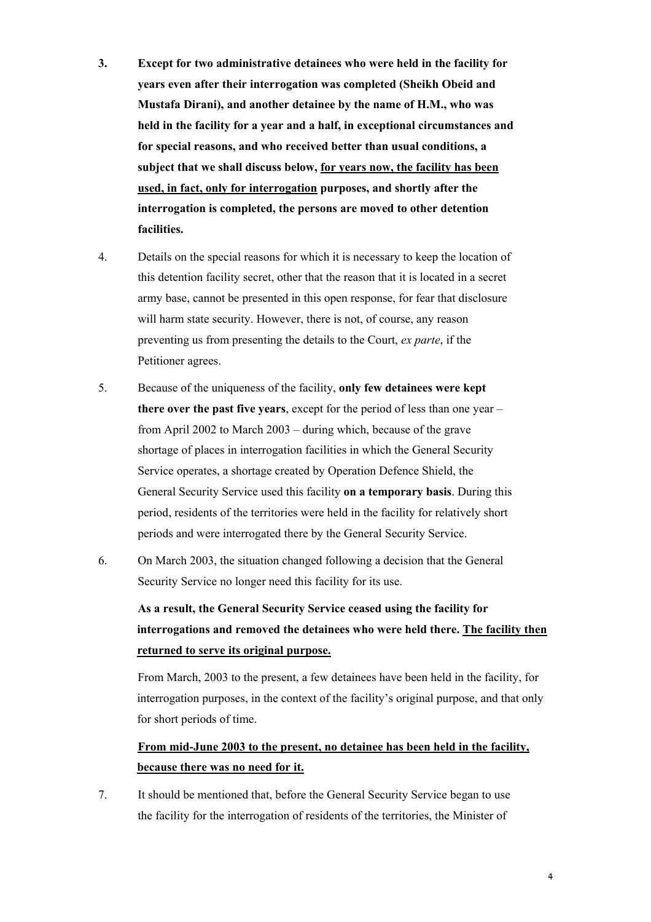3. **Except for two administrative detainees who were held in the facility for years even after their interrogation was completed (Sheikh Obeid and Mustafa Dirani), and another detainee by the name of H.M., who was held in the facility for a year and a half, in exceptional circumstances and for special reasons, and who received better than usual conditions, a subject that we shall discuss below, <u>for years now, the facility has been used, in fact, only for interrogation</u> purposes, and shortly after the interrogation is completed, the persons are moved to other detention facilities.**

4. Details on the special reasons for which it is necessary to keep the location of this detention facility secret, other that the reason that it is located in a secret army base, cannot be presented in this open response, for fear that disclosure will harm state security. However, there is not, of course, any reason preventing us from presenting the details to the Court, *ex parte*, if the Petitioner agrees.

5. Because of the uniqueness of the facility, **only few detainees were kept there over the past five years**, except for the period of less than one year – from April 2002 to March 2003 – during which, because of the grave shortage of places in interrogation facilities in which the General Security Service operates, a shortage created by Operation Defence Shield, the General Security Service used this facility **on a temporary basis**. During this period, residents of the territories were held in the facility for relatively short periods and were interrogated there by the General Security Service.

6. On March 2003, the situation changed following a decision that the General Security Service no longer need this facility for its use.

   **As a result, the General Security Service ceased using the facility for interrogations and removed the detainees who were held there. <u>The facility then returned to serve its original purpose.</u>**

   From March, 2003 to the present, a few detainees have been held in the facility, for interrogation purposes, in the context of the facility's original purpose, and that only for short periods of time.

   **<u>From mid-June 2003 to the present, no detainee has been held in the facility, because there was no need for it.</u>**

7. It should be mentioned that, before the General Security Service began to use the facility for the interrogation of residents of the territories, the Minister of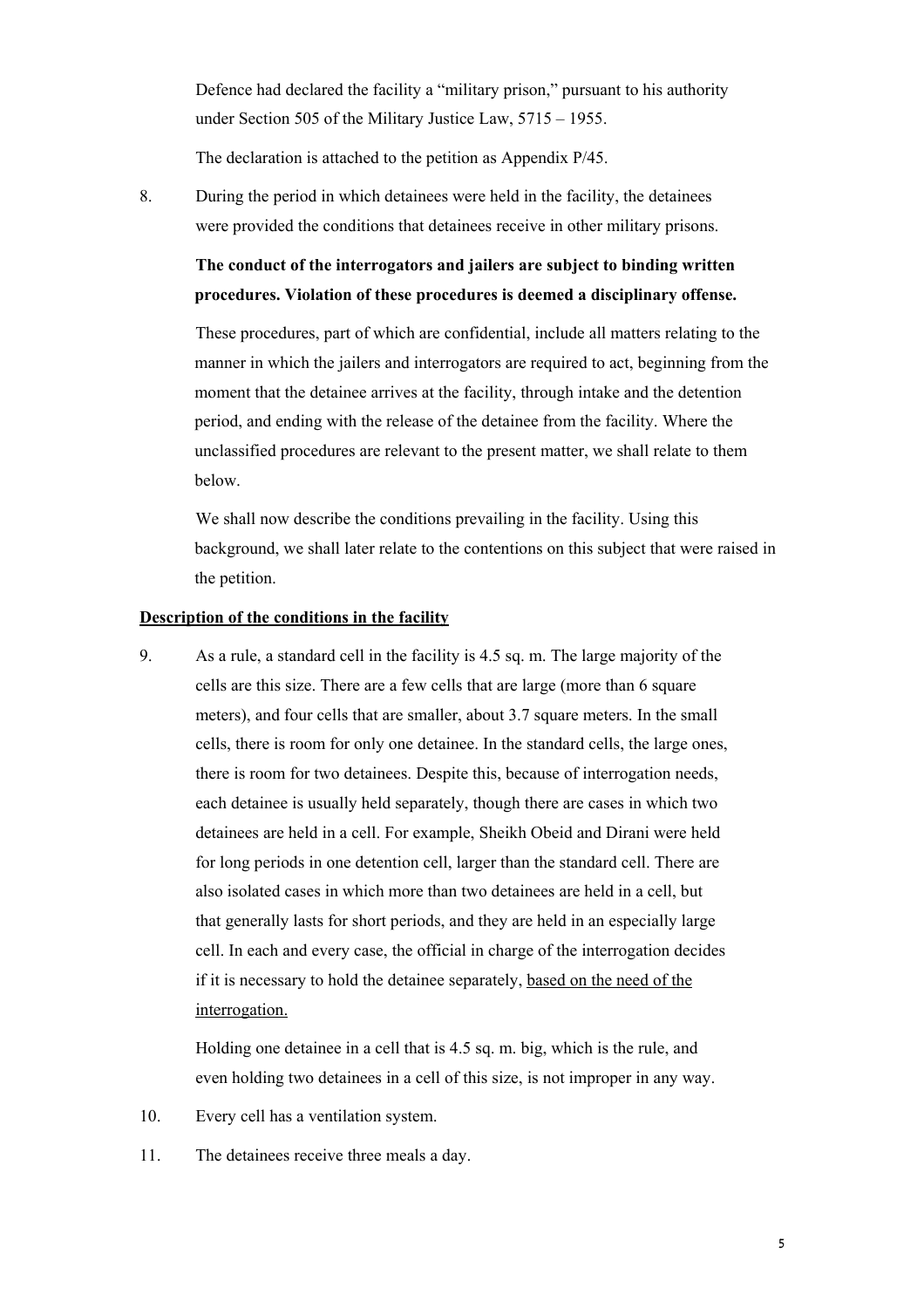Defence had declared the facility a "military prison," pursuant to his authority under Section 505 of the Military Justice Law, 5715 – 1955.

The declaration is attached to the petition as Appendix P/45.

8. During the period in which detainees were held in the facility, the detainees were provided the conditions that detainees receive in other military prisons.

   **The conduct of the interrogators and jailers are subject to binding written procedures. Violation of these procedures is deemed a disciplinary offense.**

   These procedures, part of which are confidential, include all matters relating to the manner in which the jailers and interrogators are required to act, beginning from the moment that the detainee arrives at the facility, through intake and the detention period, and ending with the release of the detainee from the facility. Where the unclassified procedures are relevant to the present matter, we shall relate to them below.

   We shall now describe the conditions prevailing in the facility. Using this background, we shall later relate to the contentions on this subject that were raised in the petition.

<u>Description of the conditions in the facility</u>

9. As a rule, a standard cell in the facility is 4.5 sq. m. The large majority of the cells are this size. There are a few cells that are large (more than 6 square meters), and four cells that are smaller, about 3.7 square meters. In the small cells, there is room for only one detainee. In the standard cells, the large ones, there is room for two detainees. Despite this, because of interrogation needs, each detainee is usually held separately, though there are cases in which two detainees are held in a cell. For example, Sheikh Obeid and Dirani were held for long periods in one detention cell, larger than the standard cell. There are also isolated cases in which more than two detainees are held in a cell, but that generally lasts for short periods, and they are held in an especially large cell. In each and every case, the official in charge of the interrogation decides if it is necessary to hold the detainee separately, <u>based on the need of the interrogation.</u>

   Holding one detainee in a cell that is 4.5 sq. m. big, which is the rule, and even holding two detainees in a cell of this size, is not improper in any way.

10. Every cell has a ventilation system.

11. The detainees receive three meals a day.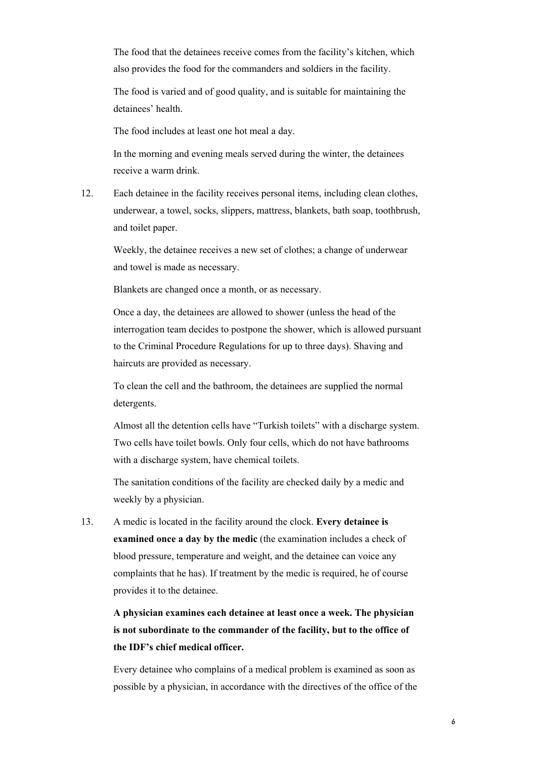The food that the detainees receive comes from the facility's kitchen, which also provides the food for the commanders and soldiers in the facility.

The food is varied and of good quality, and is suitable for maintaining the detainees' health.

The food includes at least one hot meal a day.

In the morning and evening meals served during the winter, the detainees receive a warm drink.

12. Each detainee in the facility receives personal items, including clean clothes, underwear, a towel, socks, slippers, mattress, blankets, bath soap, toothbrush, and toilet paper.

    Weekly, the detainee receives a new set of clothes; a change of underwear and towel is made as necessary.

    Blankets are changed once a month, or as necessary.

    Once a day, the detainees are allowed to shower (unless the head of the interrogation team decides to postpone the shower, which is allowed pursuant to the Criminal Procedure Regulations for up to three days). Shaving and haircuts are provided as necessary.

    To clean the cell and the bathroom, the detainees are supplied the normal detergents.

    Almost all the detention cells have "Turkish toilets" with a discharge system. Two cells have toilet bowls. Only four cells, which do not have bathrooms with a discharge system, have chemical toilets.

    The sanitation conditions of the facility are checked daily by a medic and weekly by a physician.

13. A medic is located in the facility around the clock. **Every detainee is examined once a day by the medic** (the examination includes a check of blood pressure, temperature and weight, and the detainee can voice any complaints that he has). If treatment by the medic is required, he of course provides it to the detainee.

    **A physician examines each detainee at least once a week. The physician is not subordinate to the commander of the facility, but to the office of the IDF's chief medical officer.**

    Every detainee who complains of a medical problem is examined as soon as possible by a physician, in accordance with the directives of the office of the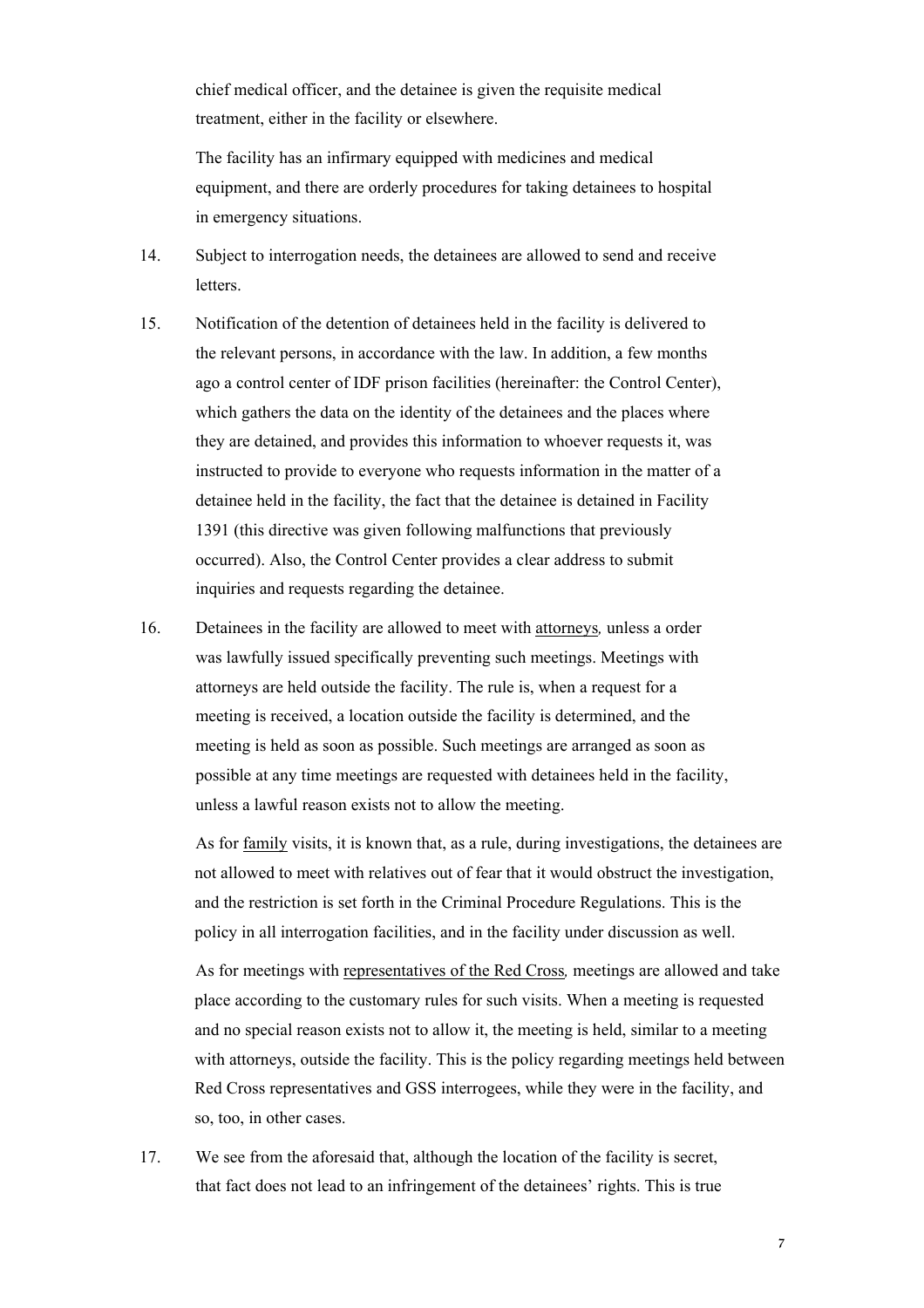chief medical officer, and the detainee is given the requisite medical treatment, either in the facility or elsewhere.

The facility has an infirmary equipped with medicines and medical equipment, and there are orderly procedures for taking detainees to hospital in emergency situations.

14. Subject to interrogation needs, the detainees are allowed to send and receive letters.

15. Notification of the detention of detainees held in the facility is delivered to the relevant persons, in accordance with the law. In addition, a few months ago a control center of IDF prison facilities (hereinafter: the Control Center), which gathers the data on the identity of the detainees and the places where they are detained, and provides this information to whoever requests it, was instructed to provide to everyone who requests information in the matter of a detainee held in the facility, the fact that the detainee is detained in Facility 1391 (this directive was given following malfunctions that previously occurred). Also, the Control Center provides a clear address to submit inquiries and requests regarding the detainee.

16. Detainees in the facility are allowed to meet with <u>attorneys</u>*,* unless a order was lawfully issued specifically preventing such meetings. Meetings with attorneys are held outside the facility. The rule is, when a request for a meeting is received, a location outside the facility is determined, and the meeting is held as soon as possible. Such meetings are arranged as soon as possible at any time meetings are requested with detainees held in the facility, unless a lawful reason exists not to allow the meeting.

    As for <u>family</u> visits, it is known that, as a rule, during investigations, the detainees are not allowed to meet with relatives out of fear that it would obstruct the investigation, and the restriction is set forth in the Criminal Procedure Regulations. This is the policy in all interrogation facilities, and in the facility under discussion as well.

    As for meetings with <u>representatives of the Red Cross</u>*,* meetings are allowed and take place according to the customary rules for such visits. When a meeting is requested and no special reason exists not to allow it, the meeting is held, similar to a meeting with attorneys, outside the facility. This is the policy regarding meetings held between Red Cross representatives and GSS interrogees, while they were in the facility, and so, too, in other cases.

17. We see from the aforesaid that, although the location of the facility is secret, that fact does not lead to an infringement of the detainees' rights. This is true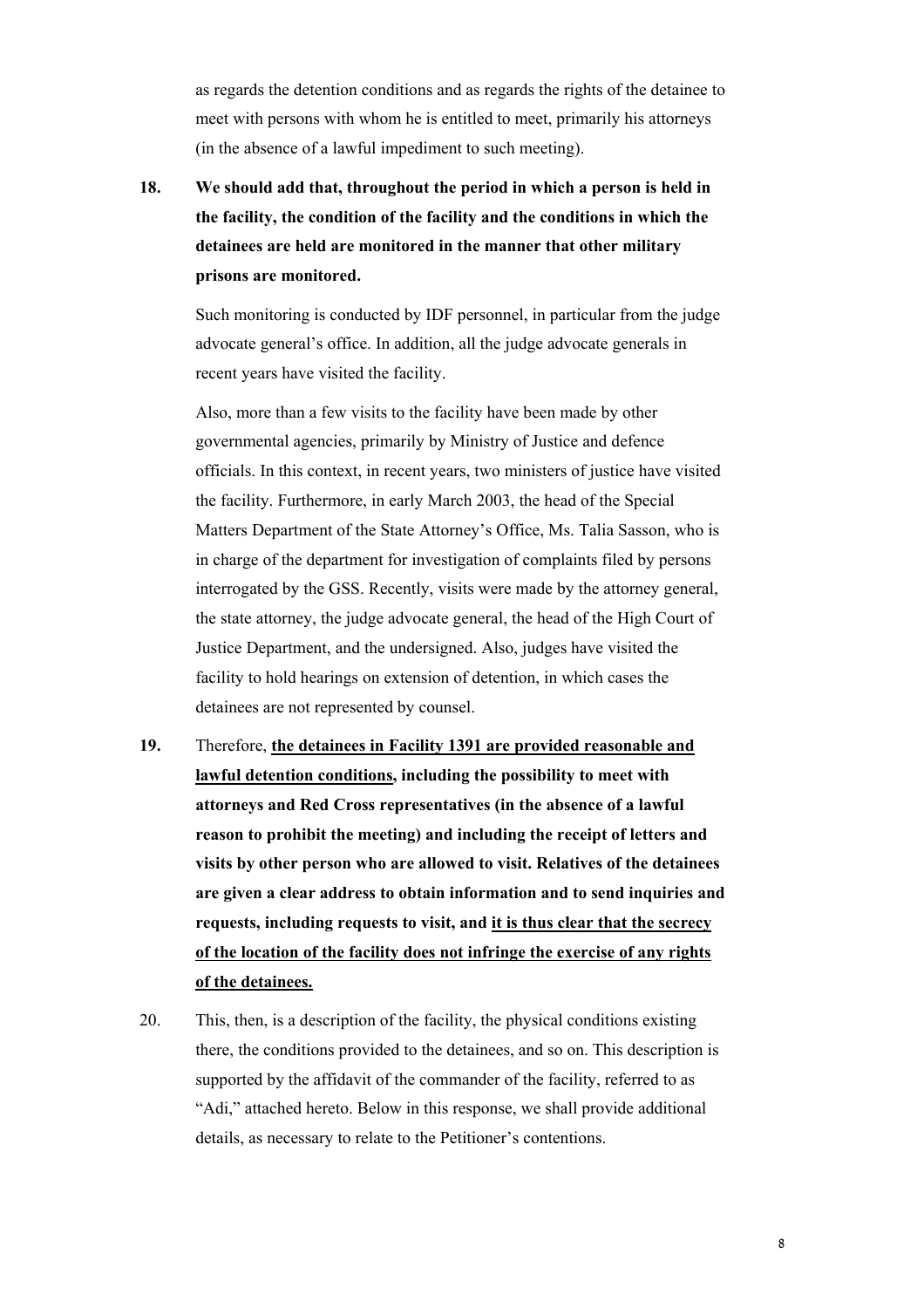as regards the detention conditions and as regards the rights of the detainee to meet with persons with whom he is entitled to meet, primarily his attorneys (in the absence of a lawful impediment to such meeting).

**18.** **We should add that, throughout the period in which a person is held in the facility, the condition of the facility and the conditions in which the detainees are held are monitored in the manner that other military prisons are monitored.**

Such monitoring is conducted by IDF personnel, in particular from the judge advocate general's office. In addition, all the judge advocate generals in recent years have visited the facility.

Also, more than a few visits to the facility have been made by other governmental agencies, primarily by Ministry of Justice and defence officials. In this context, in recent years, two ministers of justice have visited the facility. Furthermore, in early March 2003, the head of the Special Matters Department of the State Attorney's Office, Ms. Talia Sasson, who is in charge of the department for investigation of complaints filed by persons interrogated by the GSS. Recently, visits were made by the attorney general, the state attorney, the judge advocate general, the head of the High Court of Justice Department, and the undersigned. Also, judges have visited the facility to hold hearings on extension of detention, in which cases the detainees are not represented by counsel.

**19.** Therefore, <u>**the detainees in Facility 1391 are provided reasonable and lawful detention conditions**</u>**, including the possibility to meet with attorneys and Red Cross representatives (in the absence of a lawful reason to prohibit the meeting) and including the receipt of letters and visits by other person who are allowed to visit. Relatives of the detainees are given a clear address to obtain information and to send inquiries and requests, including requests to visit, and** <u>**it is thus clear that the secrecy of the location of the facility does not infringe the exercise of any rights of the detainees.**</u>

20. This, then, is a description of the facility, the physical conditions existing there, the conditions provided to the detainees, and so on. This description is supported by the affidavit of the commander of the facility, referred to as "Adi," attached hereto. Below in this response, we shall provide additional details, as necessary to relate to the Petitioner's contentions.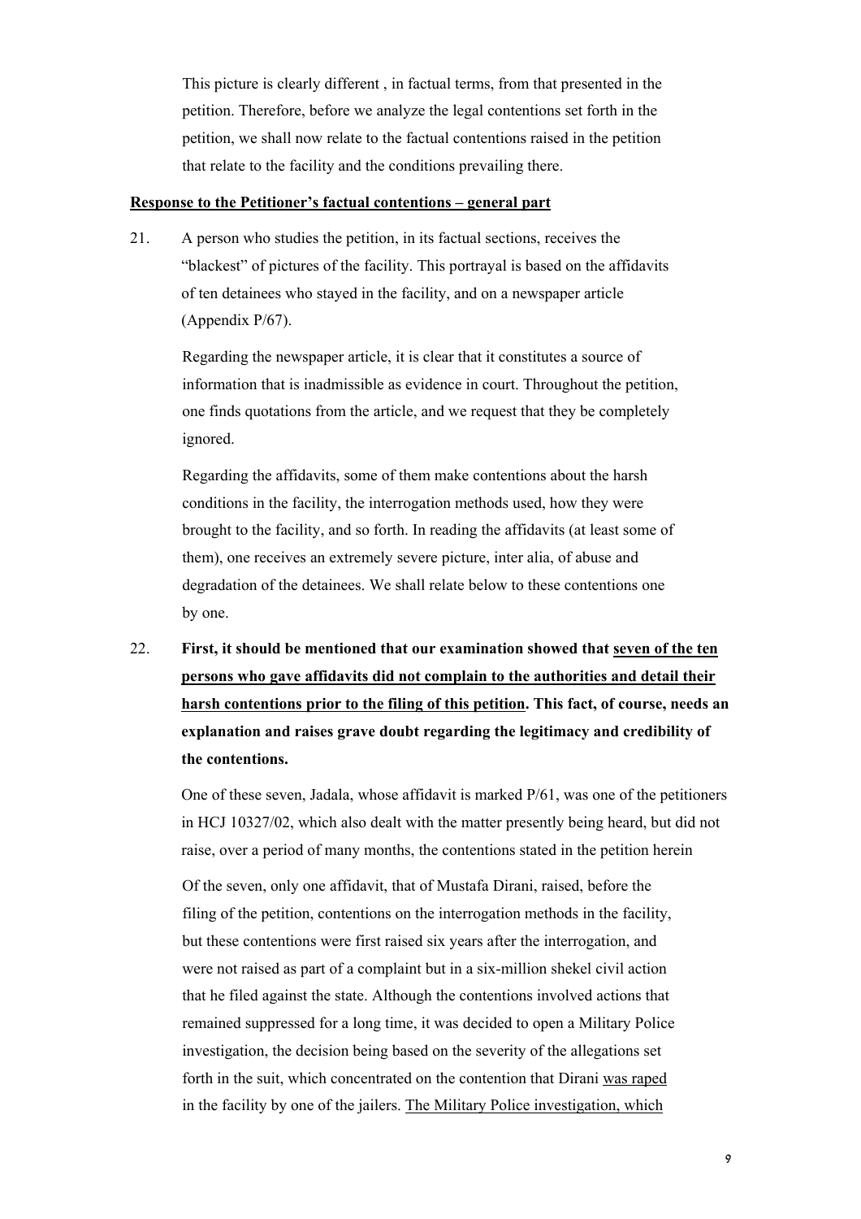This picture is clearly different , in factual terms, from that presented in the petition. Therefore, before we analyze the legal contentions set forth in the petition, we shall now relate to the factual contentions raised in the petition that relate to the facility and the conditions prevailing there.

**<u>Response to the Petitioner's factual contentions – general part</u>**

21. A person who studies the petition, in its factual sections, receives the "blackest" of pictures of the facility. This portrayal is based on the affidavits of ten detainees who stayed in the facility, and on a newspaper article (Appendix P/67).

    Regarding the newspaper article, it is clear that it constitutes a source of information that is inadmissible as evidence in court. Throughout the petition, one finds quotations from the article, and we request that they be completely ignored.

    Regarding the affidavits, some of them make contentions about the harsh conditions in the facility, the interrogation methods used, how they were brought to the facility, and so forth. In reading the affidavits (at least some of them), one receives an extremely severe picture, inter alia, of abuse and degradation of the detainees. We shall relate below to these contentions one by one.

22. **First, it should be mentioned that our examination showed that <u>seven of the ten persons who gave affidavits did not complain to the authorities and detail their harsh contentions prior to the filing of this petition</u>. This fact, of course, needs an explanation and raises grave doubt regarding the legitimacy and credibility of the contentions.**

    One of these seven, Jadala, whose affidavit is marked P/61, was one of the petitioners in HCJ 10327/02, which also dealt with the matter presently being heard, but did not raise, over a period of many months, the contentions stated in the petition herein

    Of the seven, only one affidavit, that of Mustafa Dirani, raised, before the filing of the petition, contentions on the interrogation methods in the facility, but these contentions were first raised six years after the interrogation, and were not raised as part of a complaint but in a six-million shekel civil action that he filed against the state. Although the contentions involved actions that remained suppressed for a long time, it was decided to open a Military Police investigation, the decision being based on the severity of the allegations set forth in the suit, which concentrated on the contention that Dirani <u>was raped</u> in the facility by one of the jailers. <u>The Military Police investigation, which</u>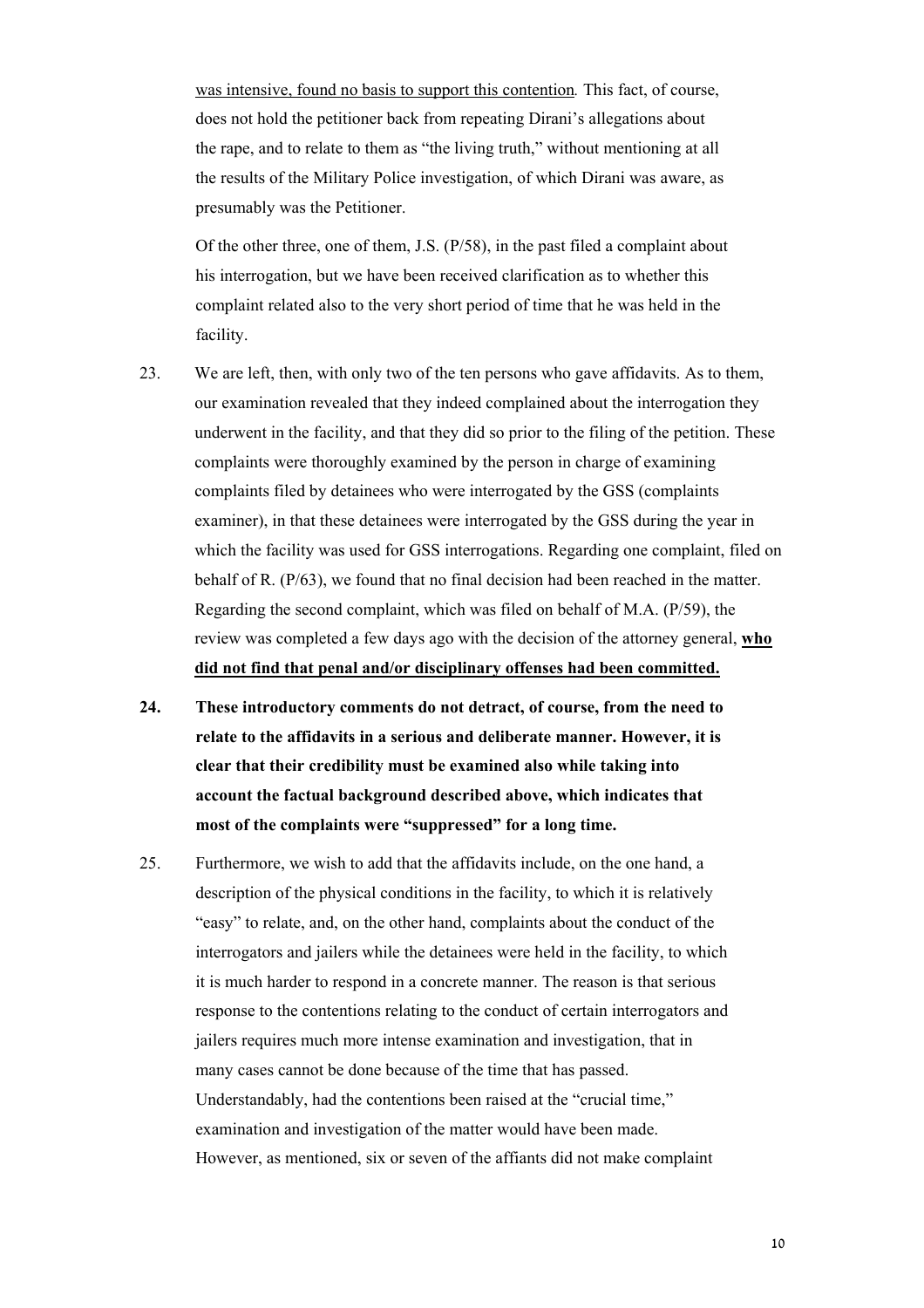was intensive, found no basis to support this contention. This fact, of course, does not hold the petitioner back from repeating Dirani's allegations about the rape, and to relate to them as "the living truth," without mentioning at all the results of the Military Police investigation, of which Dirani was aware, as presumably was the Petitioner.

Of the other three, one of them, J.S. (P/58), in the past filed a complaint about his interrogation, but we have been received clarification as to whether this complaint related also to the very short period of time that he was held in the facility.

23. We are left, then, with only two of the ten persons who gave affidavits. As to them, our examination revealed that they indeed complained about the interrogation they underwent in the facility, and that they did so prior to the filing of the petition. These complaints were thoroughly examined by the person in charge of examining complaints filed by detainees who were interrogated by the GSS (complaints examiner), in that these detainees were interrogated by the GSS during the year in which the facility was used for GSS interrogations. Regarding one complaint, filed on behalf of R. (P/63), we found that no final decision had been reached in the matter. Regarding the second complaint, which was filed on behalf of M.A. (P/59), the review was completed a few days ago with the decision of the attorney general, **who did not find that penal and/or disciplinary offenses had been committed.**

24. **These introductory comments do not detract, of course, from the need to relate to the affidavits in a serious and deliberate manner. However, it is clear that their credibility must be examined also while taking into account the factual background described above, which indicates that most of the complaints were "suppressed" for a long time.**

25. Furthermore, we wish to add that the affidavits include, on the one hand, a description of the physical conditions in the facility, to which it is relatively "easy" to relate, and, on the other hand, complaints about the conduct of the interrogators and jailers while the detainees were held in the facility, to which it is much harder to respond in a concrete manner. The reason is that serious response to the contentions relating to the conduct of certain interrogators and jailers requires much more intense examination and investigation, that in many cases cannot be done because of the time that has passed. Understandably, had the contentions been raised at the "crucial time," examination and investigation of the matter would have been made. However, as mentioned, six or seven of the affiants did not make complaint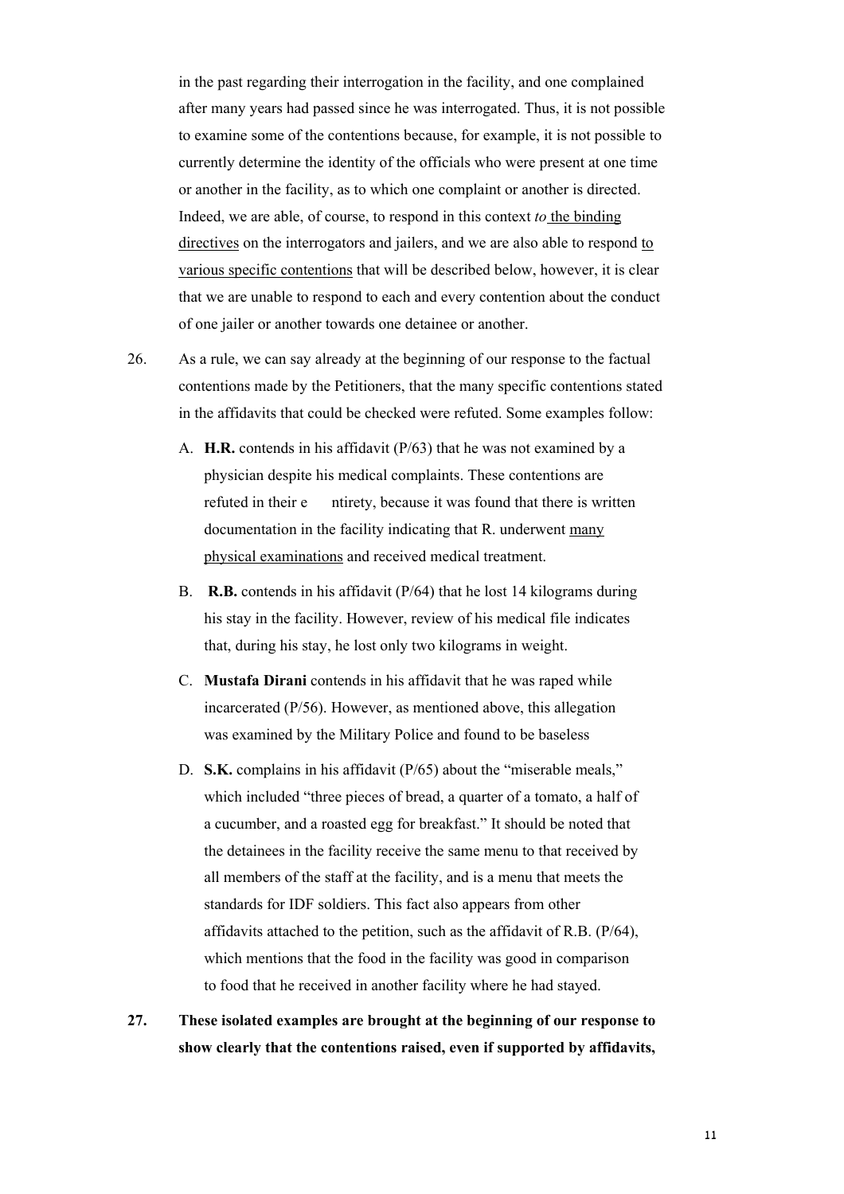in the past regarding their interrogation in the facility, and one complained after many years had passed since he was interrogated. Thus, it is not possible to examine some of the contentions because, for example, it is not possible to currently determine the identity of the officials who were present at one time or another in the facility, as to which one complaint or another is directed. Indeed, we are able, of course, to respond in this context *to* the binding directives on the interrogators and jailers, and we are also able to respond to various specific contentions that will be described below, however, it is clear that we are unable to respond to each and every contention about the conduct of one jailer or another towards one detainee or another.

26. As a rule, we can say already at the beginning of our response to the factual contentions made by the Petitioners, that the many specific contentions stated in the affidavits that could be checked were refuted. Some examples follow:

   A. **H.R.** contends in his affidavit (P/63) that he was not examined by a physician despite his medical complaints. These contentions are refuted in their entirety, because it was found that there is written documentation in the facility indicating that R. underwent many physical examinations and received medical treatment.

   B. **R.B.** contends in his affidavit (P/64) that he lost 14 kilograms during his stay in the facility. However, review of his medical file indicates that, during his stay, he lost only two kilograms in weight.

   C. **Mustafa Dirani** contends in his affidavit that he was raped while incarcerated (P/56). However, as mentioned above, this allegation was examined by the Military Police and found to be baseless

   D. **S.K.** complains in his affidavit (P/65) about the "miserable meals," which included "three pieces of bread, a quarter of a tomato, a half of a cucumber, and a roasted egg for breakfast." It should be noted that the detainees in the facility receive the same menu to that received by all members of the staff at the facility, and is a menu that meets the standards for IDF soldiers. This fact also appears from other affidavits attached to the petition, such as the affidavit of R.B. (P/64), which mentions that the food in the facility was good in comparison to food that he received in another facility where he had stayed.

**27. These isolated examples are brought at the beginning of our response to show clearly that the contentions raised, even if supported by affidavits,**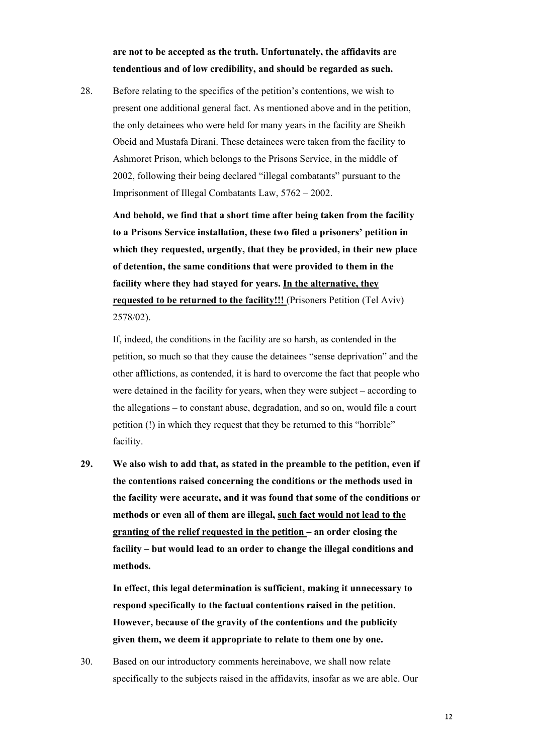**are not to be accepted as the truth. Unfortunately, the affidavits are tendentious and of low credibility, and should be regarded as such.**

28. Before relating to the specifics of the petition's contentions, we wish to present one additional general fact. As mentioned above and in the petition, the only detainees who were held for many years in the facility are Sheikh Obeid and Mustafa Dirani. These detainees were taken from the facility to Ashmoret Prison, which belongs to the Prisons Service, in the middle of 2002, following their being declared "illegal combatants" pursuant to the Imprisonment of Illegal Combatants Law, 5762 – 2002.

    **And behold, we find that a short time after being taken from the facility to a Prisons Service installation, these two filed a prisoners' petition in which they requested, urgently, that they be provided, in their new place of detention, the same conditions that were provided to them in the facility where they had stayed for years. <u>In the alternative, they requested to be returned to the facility!!!</u>** (Prisoners Petition (Tel Aviv) 2578/02).

    If, indeed, the conditions in the facility are so harsh, as contended in the petition, so much so that they cause the detainees "sense deprivation" and the other afflictions, as contended, it is hard to overcome the fact that people who were detained in the facility for years, when they were subject – according to the allegations – to constant abuse, degradation, and so on, would file a court petition (!) in which they request that they be returned to this "horrible" facility.

**29. We also wish to add that, as stated in the preamble to the petition, even if the contentions raised concerning the conditions or the methods used in the facility were accurate, and it was found that some of the conditions or methods or even all of them are illegal, <u>such fact would not lead to the granting of the relief requested in the petition</u> – an order closing the facility – but would lead to an order to change the illegal conditions and methods.**

    **In effect, this legal determination is sufficient, making it unnecessary to respond specifically to the factual contentions raised in the petition. However, because of the gravity of the contentions and the publicity given them, we deem it appropriate to relate to them one by one.**

30. Based on our introductory comments hereinabove, we shall now relate specifically to the subjects raised in the affidavits, insofar as we are able. Our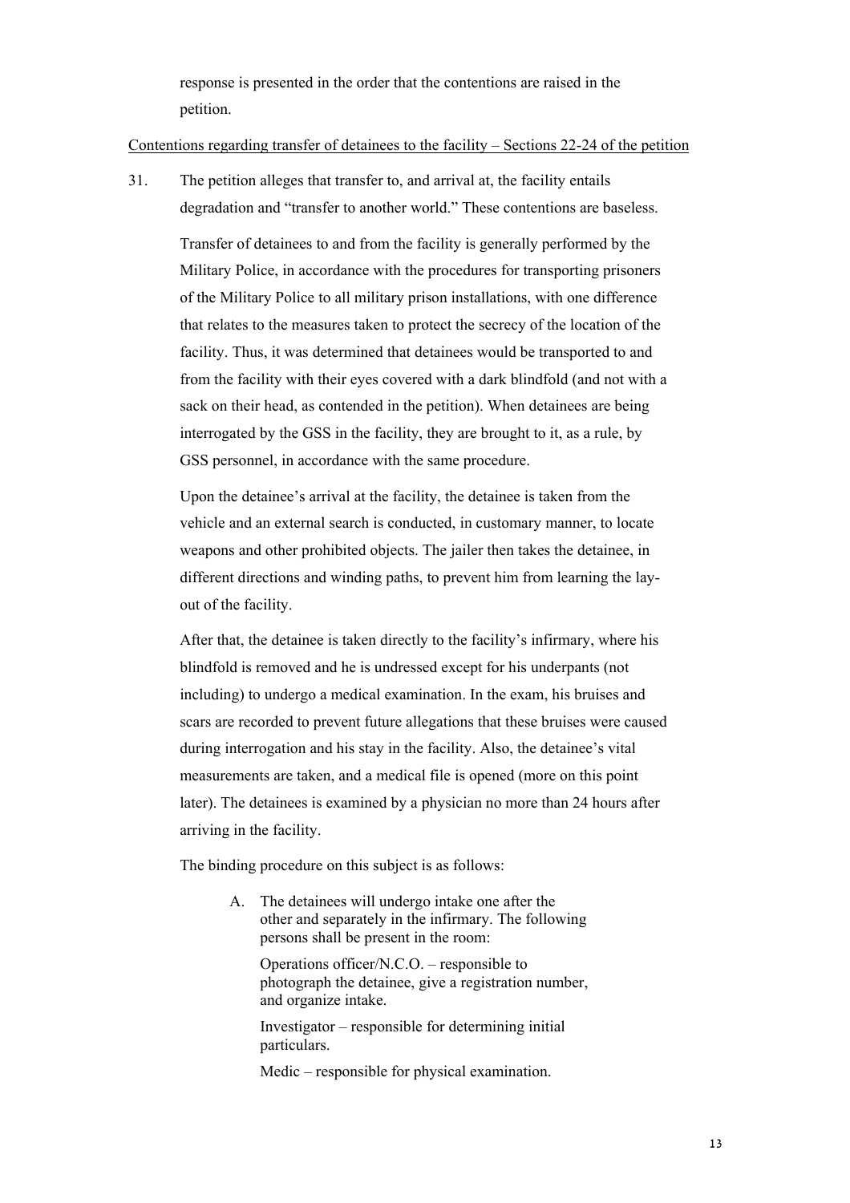response is presented in the order that the contentions are raised in the petition.

Contentions regarding transfer of detainees to the facility – Sections 22-24 of the petition

31. The petition alleges that transfer to, and arrival at, the facility entails degradation and "transfer to another world." These contentions are baseless.

Transfer of detainees to and from the facility is generally performed by the Military Police, in accordance with the procedures for transporting prisoners of the Military Police to all military prison installations, with one difference that relates to the measures taken to protect the secrecy of the location of the facility. Thus, it was determined that detainees would be transported to and from the facility with their eyes covered with a dark blindfold (and not with a sack on their head, as contended in the petition). When detainees are being interrogated by the GSS in the facility, they are brought to it, as a rule, by GSS personnel, in accordance with the same procedure.

Upon the detainee's arrival at the facility, the detainee is taken from the vehicle and an external search is conducted, in customary manner, to locate weapons and other prohibited objects. The jailer then takes the detainee, in different directions and winding paths, to prevent him from learning the lay-out of the facility.

After that, the detainee is taken directly to the facility's infirmary, where his blindfold is removed and he is undressed except for his underpants (not including) to undergo a medical examination. In the exam, his bruises and scars are recorded to prevent future allegations that these bruises were caused during interrogation and his stay in the facility. Also, the detainee's vital measurements are taken, and a medical file is opened (more on this point later). The detainees is examined by a physician no more than 24 hours after arriving in the facility.

The binding procedure on this subject is as follows:

> A. The detainees will undergo intake one after the other and separately in the infirmary. The following persons shall be present in the room:
>
> Operations officer/N.C.O. – responsible to photograph the detainee, give a registration number, and organize intake.
>
> Investigator – responsible for determining initial particulars.
>
> Medic – responsible for physical examination.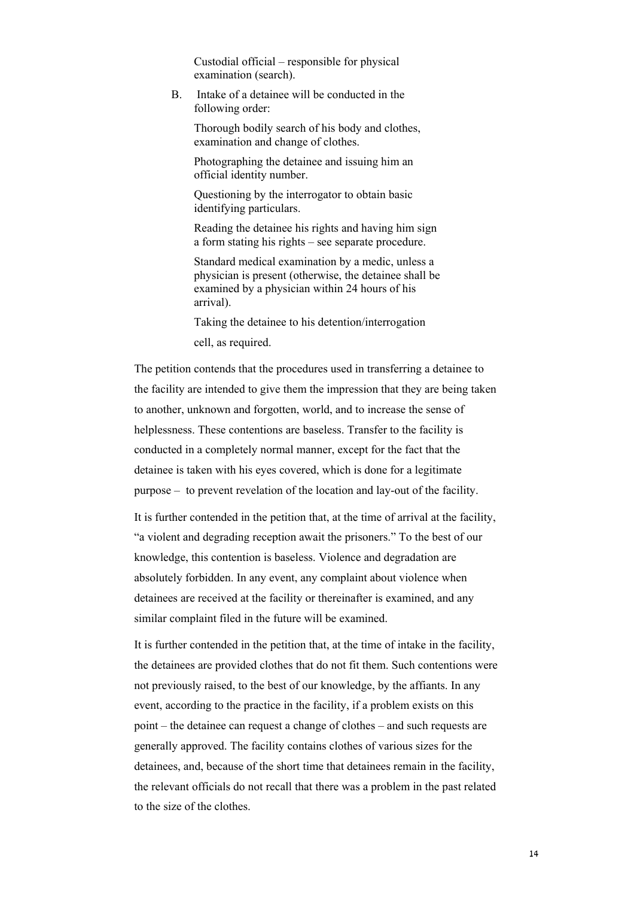Custodial official – responsible for physical examination (search).

B. Intake of a detainee will be conducted in the following order:

Thorough bodily search of his body and clothes, examination and change of clothes.

Photographing the detainee and issuing him an official identity number.

Questioning by the interrogator to obtain basic identifying particulars.

Reading the detainee his rights and having him sign a form stating his rights – see separate procedure.

Standard medical examination by a medic, unless a physician is present (otherwise, the detainee shall be examined by a physician within 24 hours of his arrival).

Taking the detainee to his detention/interrogation cell, as required.

The petition contends that the procedures used in transferring a detainee to the facility are intended to give them the impression that they are being taken to another, unknown and forgotten, world, and to increase the sense of helplessness. These contentions are baseless. Transfer to the facility is conducted in a completely normal manner, except for the fact that the detainee is taken with his eyes covered, which is done for a legitimate purpose – to prevent revelation of the location and lay-out of the facility.

It is further contended in the petition that, at the time of arrival at the facility, "a violent and degrading reception await the prisoners." To the best of our knowledge, this contention is baseless. Violence and degradation are absolutely forbidden. In any event, any complaint about violence when detainees are received at the facility or thereinafter is examined, and any similar complaint filed in the future will be examined.

It is further contended in the petition that, at the time of intake in the facility, the detainees are provided clothes that do not fit them. Such contentions were not previously raised, to the best of our knowledge, by the affiants. In any event, according to the practice in the facility, if a problem exists on this point – the detainee can request a change of clothes – and such requests are generally approved. The facility contains clothes of various sizes for the detainees, and, because of the short time that detainees remain in the facility, the relevant officials do not recall that there was a problem in the past related to the size of the clothes.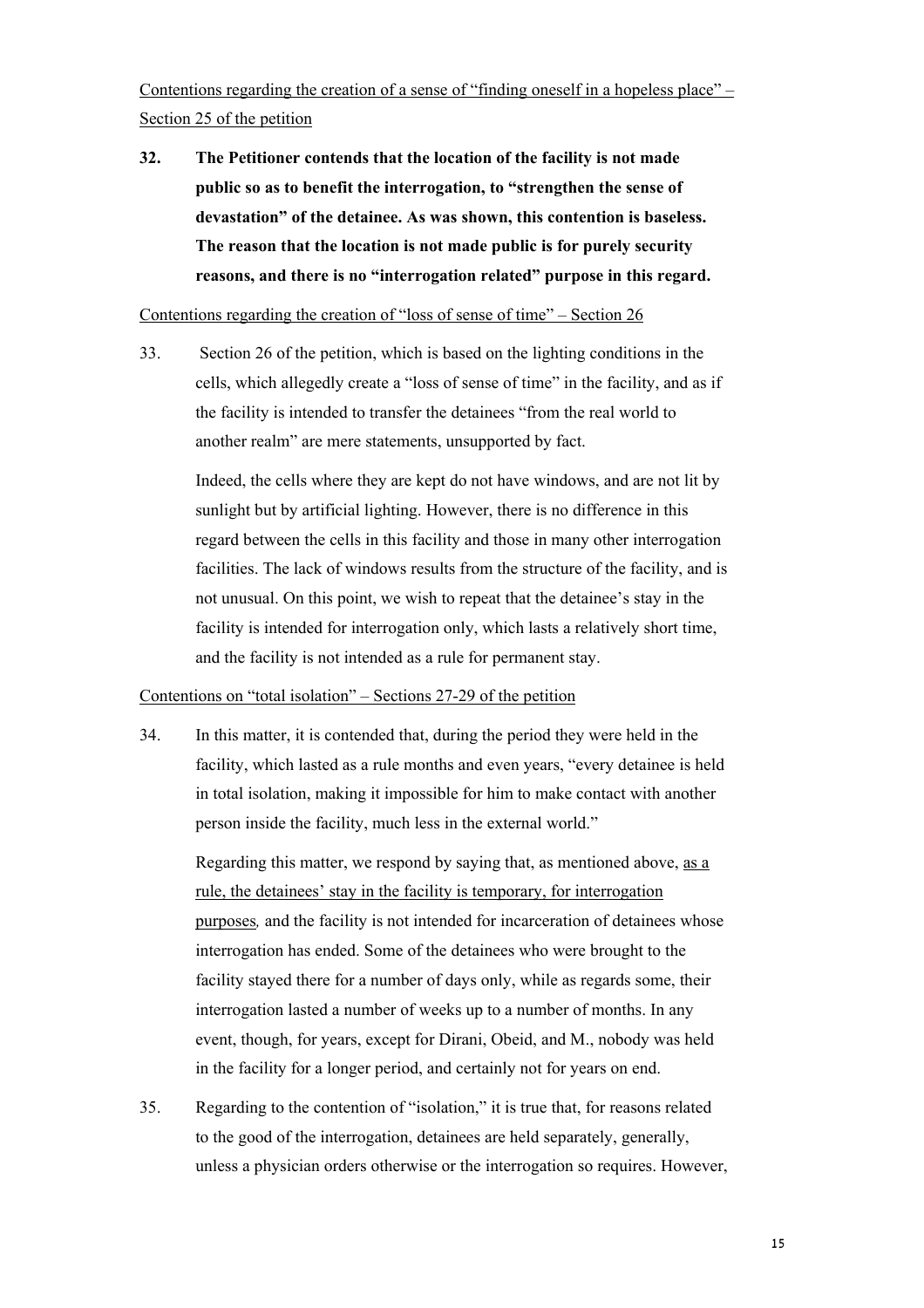<u>Contentions regarding the creation of a sense of "finding oneself in a hopeless place" – Section 25 of the petition</u>

**32. The Petitioner contends that the location of the facility is not made public so as to benefit the interrogation, to "strengthen the sense of devastation" of the detainee. As was shown, this contention is baseless. The reason that the location is not made public is for purely security reasons, and there is no "interrogation related" purpose in this regard.**

<u>Contentions regarding the creation of "loss of sense of time" – Section 26</u>

33. Section 26 of the petition, which is based on the lighting conditions in the cells, which allegedly create a "loss of sense of time" in the facility, and as if the facility is intended to transfer the detainees "from the real world to another realm" are mere statements, unsupported by fact.

Indeed, the cells where they are kept do not have windows, and are not lit by sunlight but by artificial lighting. However, there is no difference in this regard between the cells in this facility and those in many other interrogation facilities. The lack of windows results from the structure of the facility, and is not unusual. On this point, we wish to repeat that the detainee's stay in the facility is intended for interrogation only, which lasts a relatively short time, and the facility is not intended as a rule for permanent stay.

<u>Contentions on "total isolation" – Sections 27-29 of the petition</u>

34. In this matter, it is contended that, during the period they were held in the facility, which lasted as a rule months and even years, "every detainee is held in total isolation, making it impossible for him to make contact with another person inside the facility, much less in the external world."

Regarding this matter, we respond by saying that, as mentioned above, <u>as a rule, the detainees' stay in the facility is temporary, for interrogation purposes</u>*,* and the facility is not intended for incarceration of detainees whose interrogation has ended. Some of the detainees who were brought to the facility stayed there for a number of days only, while as regards some, their interrogation lasted a number of weeks up to a number of months. In any event, though, for years, except for Dirani, Obeid, and M., nobody was held in the facility for a longer period, and certainly not for years on end.

35. Regarding to the contention of "isolation," it is true that, for reasons related to the good of the interrogation, detainees are held separately, generally, unless a physician orders otherwise or the interrogation so requires. However,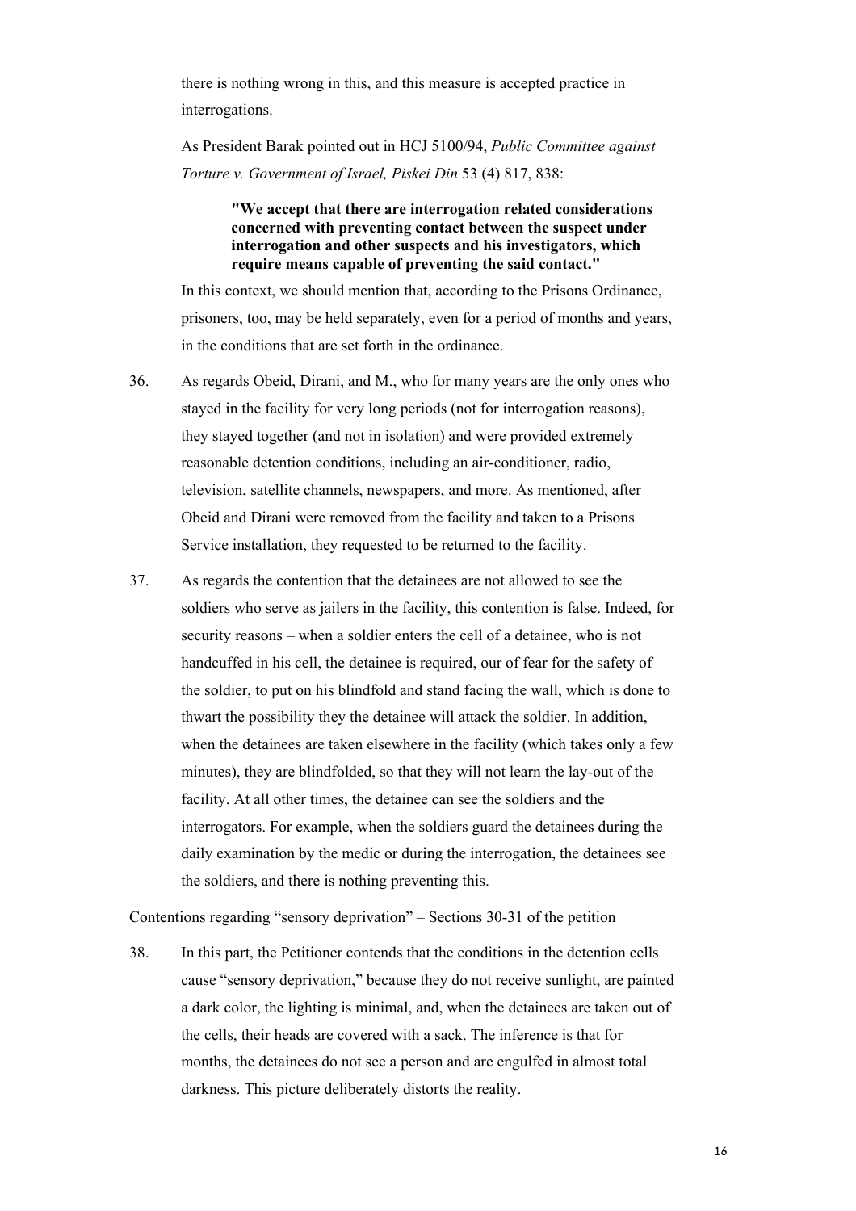there is nothing wrong in this, and this measure is accepted practice in interrogations.

As President Barak pointed out in HCJ 5100/94, *Public Committee against Torture v. Government of Israel, Piskei Din* 53 (4) 817, 838:

> **"We accept that there are interrogation related considerations concerned with preventing contact between the suspect under interrogation and other suspects and his investigators, which require means capable of preventing the said contact."**

In this context, we should mention that, according to the Prisons Ordinance, prisoners, too, may be held separately, even for a period of months and years, in the conditions that are set forth in the ordinance.

36. As regards Obeid, Dirani, and M., who for many years are the only ones who stayed in the facility for very long periods (not for interrogation reasons), they stayed together (and not in isolation) and were provided extremely reasonable detention conditions, including an air-conditioner, radio, television, satellite channels, newspapers, and more. As mentioned, after Obeid and Dirani were removed from the facility and taken to a Prisons Service installation, they requested to be returned to the facility.

37. As regards the contention that the detainees are not allowed to see the soldiers who serve as jailers in the facility, this contention is false. Indeed, for security reasons – when a soldier enters the cell of a detainee, who is not handcuffed in his cell, the detainee is required, our of fear for the safety of the soldier, to put on his blindfold and stand facing the wall, which is done to thwart the possibility they the detainee will attack the soldier. In addition, when the detainees are taken elsewhere in the facility (which takes only a few minutes), they are blindfolded, so that they will not learn the lay-out of the facility. At all other times, the detainee can see the soldiers and the interrogators. For example, when the soldiers guard the detainees during the daily examination by the medic or during the interrogation, the detainees see the soldiers, and there is nothing preventing this.

<u>Contentions regarding "sensory deprivation" – Sections 30-31 of the petition</u>

38. In this part, the Petitioner contends that the conditions in the detention cells cause "sensory deprivation," because they do not receive sunlight, are painted a dark color, the lighting is minimal, and, when the detainees are taken out of the cells, their heads are covered with a sack. The inference is that for months, the detainees do not see a person and are engulfed in almost total darkness. This picture deliberately distorts the reality.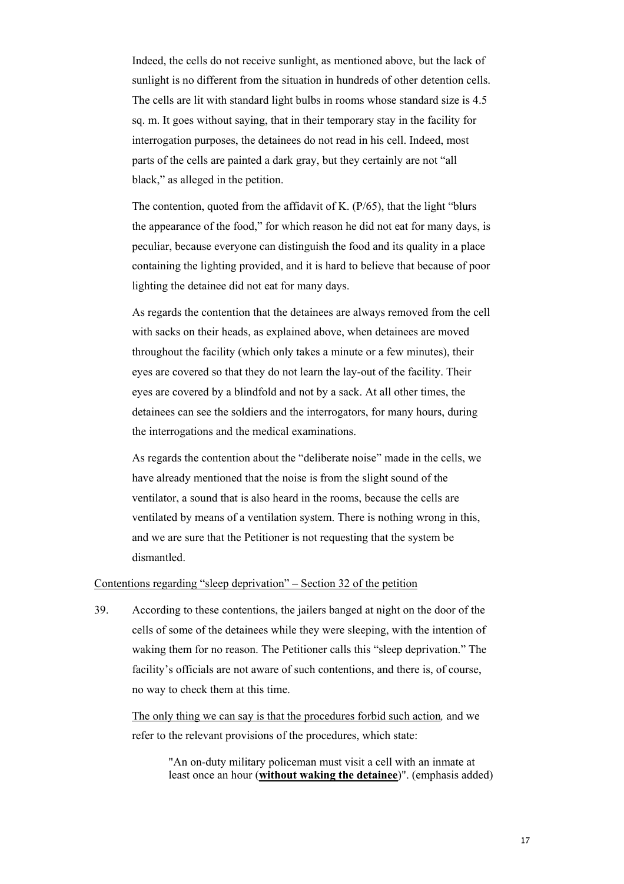Indeed, the cells do not receive sunlight, as mentioned above, but the lack of sunlight is no different from the situation in hundreds of other detention cells. The cells are lit with standard light bulbs in rooms whose standard size is 4.5 sq. m. It goes without saying, that in their temporary stay in the facility for interrogation purposes, the detainees do not read in his cell. Indeed, most parts of the cells are painted a dark gray, but they certainly are not "all black," as alleged in the petition.

The contention, quoted from the affidavit of K. (P/65), that the light "blurs the appearance of the food," for which reason he did not eat for many days, is peculiar, because everyone can distinguish the food and its quality in a place containing the lighting provided, and it is hard to believe that because of poor lighting the detainee did not eat for many days.

As regards the contention that the detainees are always removed from the cell with sacks on their heads, as explained above, when detainees are moved throughout the facility (which only takes a minute or a few minutes), their eyes are covered so that they do not learn the lay-out of the facility. Their eyes are covered by a blindfold and not by a sack. At all other times, the detainees can see the soldiers and the interrogators, for many hours, during the interrogations and the medical examinations.

As regards the contention about the "deliberate noise" made in the cells, we have already mentioned that the noise is from the slight sound of the ventilator, a sound that is also heard in the rooms, because the cells are ventilated by means of a ventilation system. There is nothing wrong in this, and we are sure that the Petitioner is not requesting that the system be dismantled.

<u>Contentions regarding "sleep deprivation" – Section 32 of the petition</u>

39. According to these contentions, the jailers banged at night on the door of the cells of some of the detainees while they were sleeping, with the intention of waking them for no reason. The Petitioner calls this "sleep deprivation." The facility's officials are not aware of such contentions, and there is, of course, no way to check them at this time.

<u>The only thing we can say is that the procedures forbid such action</u>*,* and we refer to the relevant provisions of the procedures, which state:

> "An on-duty military policeman must visit a cell with an inmate at least once an hour (**<u>without waking the detainee</u>**)". (emphasis added)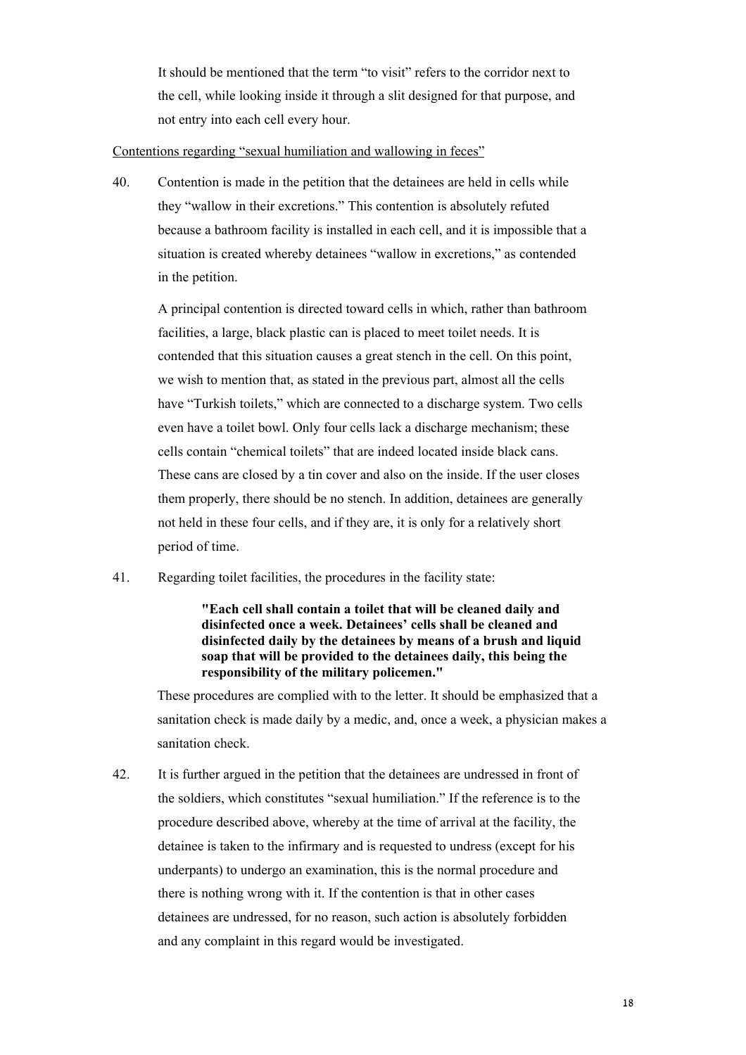It should be mentioned that the term "to visit" refers to the corridor next to the cell, while looking inside it through a slit designed for that purpose, and not entry into each cell every hour.

<u>Contentions regarding "sexual humiliation and wallowing in feces"</u>

40. Contention is made in the petition that the detainees are held in cells while they "wallow in their excretions." This contention is absolutely refuted because a bathroom facility is installed in each cell, and it is impossible that a situation is created whereby detainees "wallow in excretions," as contended in the petition.

    A principal contention is directed toward cells in which, rather than bathroom facilities, a large, black plastic can is placed to meet toilet needs. It is contended that this situation causes a great stench in the cell. On this point, we wish to mention that, as stated in the previous part, almost all the cells have "Turkish toilets," which are connected to a discharge system. Two cells even have a toilet bowl. Only four cells lack a discharge mechanism; these cells contain "chemical toilets" that are indeed located inside black cans. These cans are closed by a tin cover and also on the inside. If the user closes them properly, there should be no stench. In addition, detainees are generally not held in these four cells, and if they are, it is only for a relatively short period of time.

41. Regarding toilet facilities, the procedures in the facility state:

    > **"Each cell shall contain a toilet that will be cleaned daily and disinfected once a week. Detainees' cells shall be cleaned and disinfected daily by the detainees by means of a brush and liquid soap that will be provided to the detainees daily, this being the responsibility of the military policemen."**

    These procedures are complied with to the letter. It should be emphasized that a sanitation check is made daily by a medic, and, once a week, a physician makes a sanitation check.

42. It is further argued in the petition that the detainees are undressed in front of the soldiers, which constitutes "sexual humiliation." If the reference is to the procedure described above, whereby at the time of arrival at the facility, the detainee is taken to the infirmary and is requested to undress (except for his underpants) to undergo an examination, this is the normal procedure and there is nothing wrong with it. If the contention is that in other cases detainees are undressed, for no reason, such action is absolutely forbidden and any complaint in this regard would be investigated.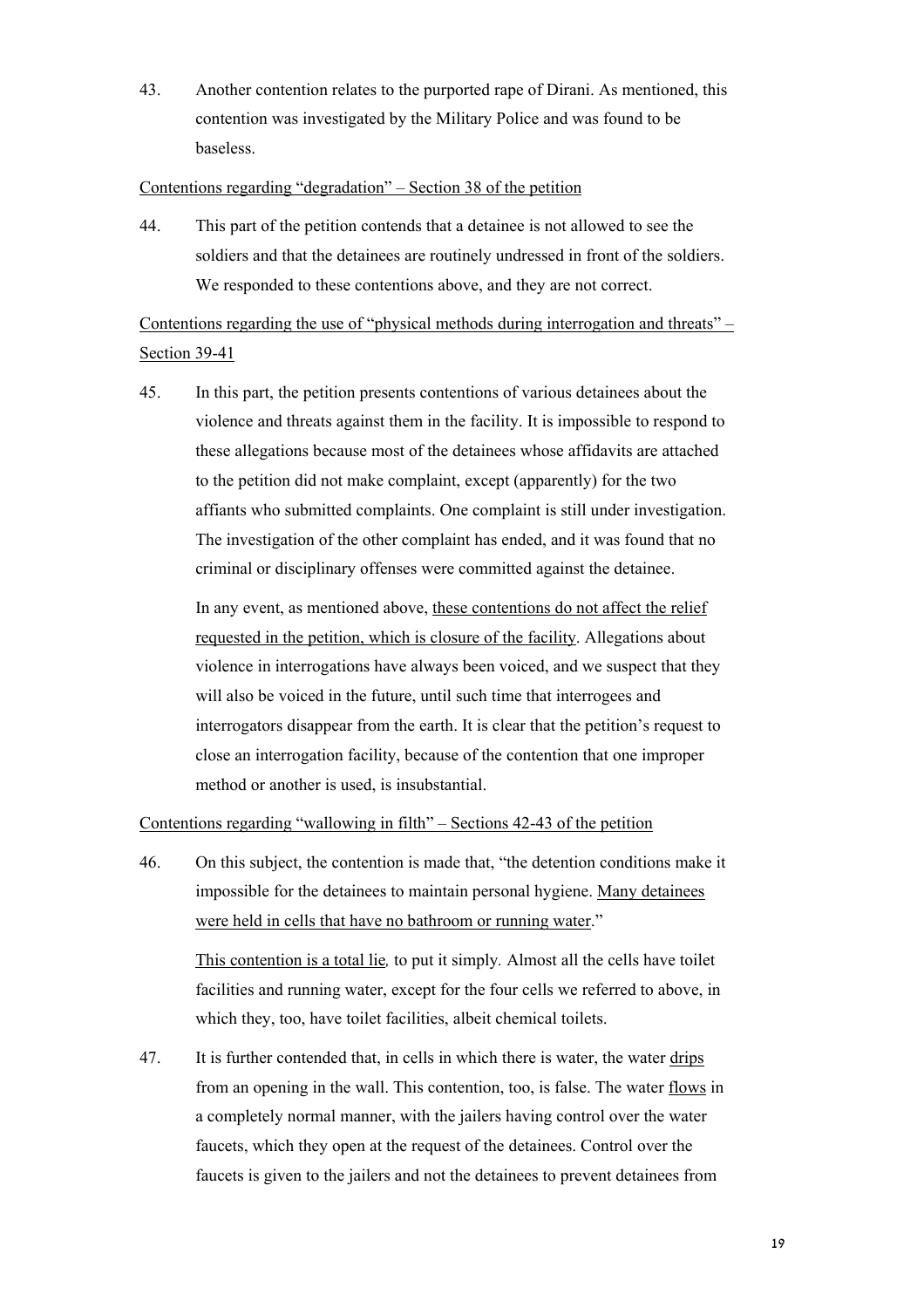43. Another contention relates to the purported rape of Dirani. As mentioned, this contention was investigated by the Military Police and was found to be baseless.

<u>Contentions regarding "degradation" – Section 38 of the petition</u>

44. This part of the petition contends that a detainee is not allowed to see the soldiers and that the detainees are routinely undressed in front of the soldiers. We responded to these contentions above, and they are not correct.

<u>Contentions regarding the use of "physical methods during interrogation and threats" – Section 39-41</u>

45. In this part, the petition presents contentions of various detainees about the violence and threats against them in the facility. It is impossible to respond to these allegations because most of the detainees whose affidavits are attached to the petition did not make complaint, except (apparently) for the two affiants who submitted complaints. One complaint is still under investigation. The investigation of the other complaint has ended, and it was found that no criminal or disciplinary offenses were committed against the detainee.

    In any event, as mentioned above, <u>these contentions do not affect the relief requested in the petition, which is closure of the facility</u>. Allegations about violence in interrogations have always been voiced, and we suspect that they will also be voiced in the future, until such time that interrogees and interrogators disappear from the earth. It is clear that the petition's request to close an interrogation facility, because of the contention that one improper method or another is used, is insubstantial.

<u>Contentions regarding "wallowing in filth" – Sections 42-43 of the petition</u>

46. On this subject, the contention is made that, "the detention conditions make it impossible for the detainees to maintain personal hygiene. <u>Many detainees were held in cells that have no bathroom or running water</u>."

    <u>This contention is a total lie</u>*,* to put it simply. Almost all the cells have toilet facilities and running water, except for the four cells we referred to above, in which they, too, have toilet facilities, albeit chemical toilets.

47. It is further contended that, in cells in which there is water, the water <u>drips</u> from an opening in the wall. This contention, too, is false. The water <u>flows</u> in a completely normal manner, with the jailers having control over the water faucets, which they open at the request of the detainees. Control over the faucets is given to the jailers and not the detainees to prevent detainees from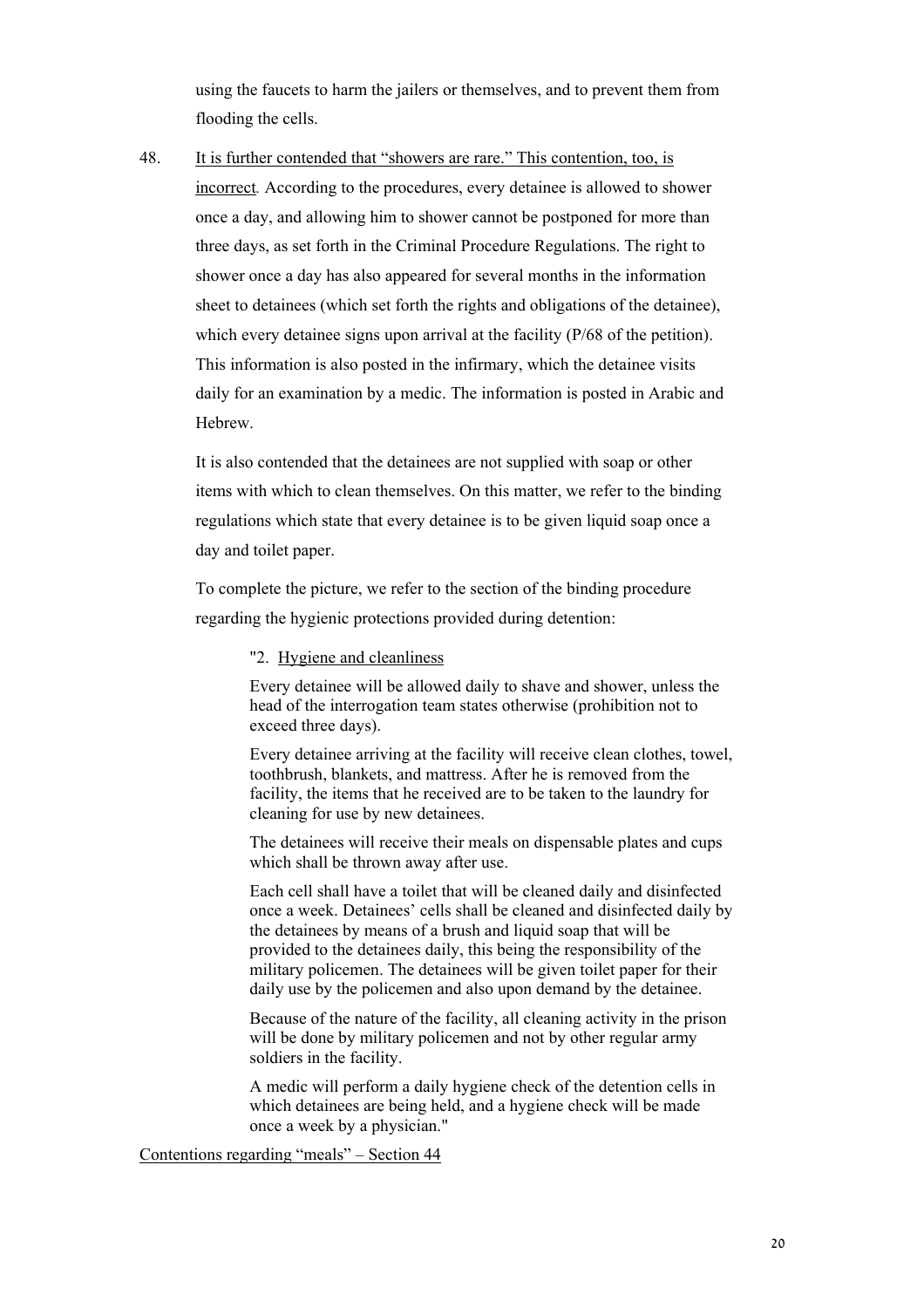using the faucets to harm the jailers or themselves, and to prevent them from flooding the cells.

48. It is further contended that "showers are rare." This contention, too, is incorrect. According to the procedures, every detainee is allowed to shower once a day, and allowing him to shower cannot be postponed for more than three days, as set forth in the Criminal Procedure Regulations. The right to shower once a day has also appeared for several months in the information sheet to detainees (which set forth the rights and obligations of the detainee), which every detainee signs upon arrival at the facility (P/68 of the petition). This information is also posted in the infirmary, which the detainee visits daily for an examination by a medic. The information is posted in Arabic and Hebrew.

    It is also contended that the detainees are not supplied with soap or other items with which to clean themselves. On this matter, we refer to the binding regulations which state that every detainee is to be given liquid soap once a day and toilet paper.

    To complete the picture, we refer to the section of the binding procedure regarding the hygienic protections provided during detention:

    > "2. Hygiene and cleanliness
    >
    > Every detainee will be allowed daily to shave and shower, unless the head of the interrogation team states otherwise (prohibition not to exceed three days).
    >
    > Every detainee arriving at the facility will receive clean clothes, towel, toothbrush, blankets, and mattress. After he is removed from the facility, the items that he received are to be taken to the laundry for cleaning for use by new detainees.
    >
    > The detainees will receive their meals on dispensable plates and cups which shall be thrown away after use.
    >
    > Each cell shall have a toilet that will be cleaned daily and disinfected once a week. Detainees' cells shall be cleaned and disinfected daily by the detainees by means of a brush and liquid soap that will be provided to the detainees daily, this being the responsibility of the military policemen. The detainees will be given toilet paper for their daily use by the policemen and also upon demand by the detainee.
    >
    > Because of the nature of the facility, all cleaning activity in the prison will be done by military policemen and not by other regular army soldiers in the facility.
    >
    > A medic will perform a daily hygiene check of the detention cells in which detainees are being held, and a hygiene check will be made once a week by a physician."

Contentions regarding "meals" – Section 44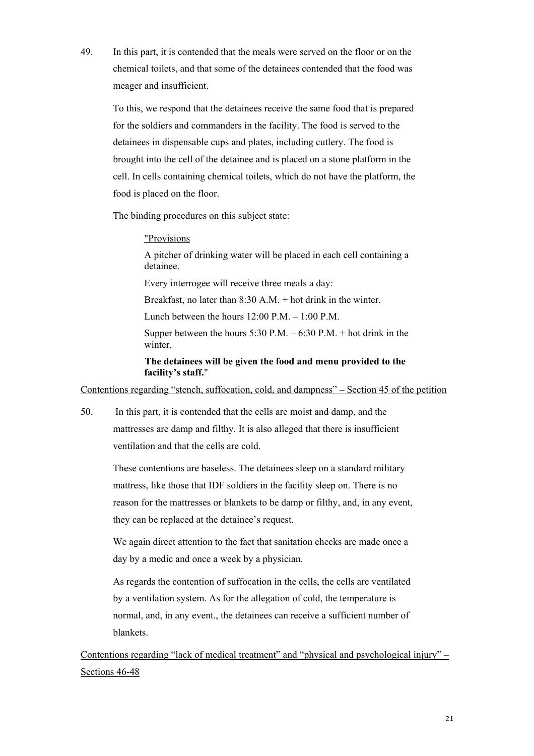49. In this part, it is contended that the meals were served on the floor or on the chemical toilets, and that some of the detainees contended that the food was meager and insufficient.

To this, we respond that the detainees receive the same food that is prepared for the soldiers and commanders in the facility. The food is served to the detainees in dispensable cups and plates, including cutlery. The food is brought into the cell of the detainee and is placed on a stone platform in the cell. In cells containing chemical toilets, which do not have the platform, the food is placed on the floor.

The binding procedures on this subject state:

> "<u>Provisions</u>
>
> A pitcher of drinking water will be placed in each cell containing a detainee.
>
> Every interrogee will receive three meals a day:
>
> Breakfast, no later than 8:30 A.M. + hot drink in the winter.
>
> Lunch between the hours 12:00 P.M. – 1:00 P.M.
>
> Supper between the hours 5:30 P.M. – 6:30 P.M. + hot drink in the winter.
>
> **The detainees will be given the food and menu provided to the facility's staff.**"

<u>Contentions regarding "stench, suffocation, cold, and dampness" – Section 45 of the petition</u>

50. In this part, it is contended that the cells are moist and damp, and the mattresses are damp and filthy. It is also alleged that there is insufficient ventilation and that the cells are cold.

These contentions are baseless. The detainees sleep on a standard military mattress, like those that IDF soldiers in the facility sleep on. There is no reason for the mattresses or blankets to be damp or filthy, and, in any event, they can be replaced at the detainee's request.

We again direct attention to the fact that sanitation checks are made once a day by a medic and once a week by a physician.

As regards the contention of suffocation in the cells, the cells are ventilated by a ventilation system. As for the allegation of cold, the temperature is normal, and, in any event., the detainees can receive a sufficient number of blankets.

<u>Contentions regarding "lack of medical treatment" and "physical and psychological injury" – Sections 46-48</u>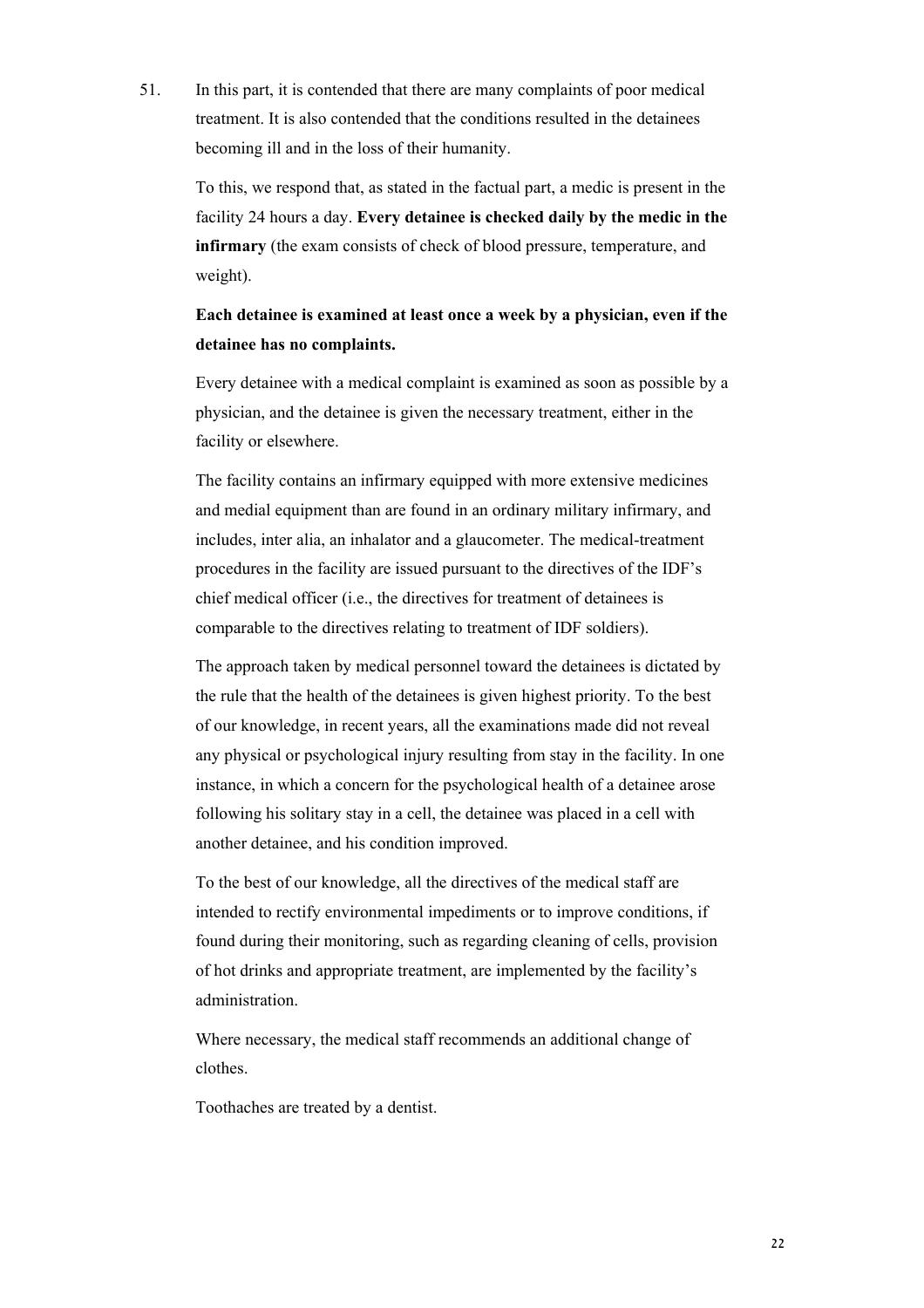51. In this part, it is contended that there are many complaints of poor medical treatment. It is also contended that the conditions resulted in the detainees becoming ill and in the loss of their humanity.

To this, we respond that, as stated in the factual part, a medic is present in the facility 24 hours a day. **Every detainee is checked daily by the medic in the infirmary** (the exam consists of check of blood pressure, temperature, and weight).

**Each detainee is examined at least once a week by a physician, even if the detainee has no complaints.**

Every detainee with a medical complaint is examined as soon as possible by a physician, and the detainee is given the necessary treatment, either in the facility or elsewhere.

The facility contains an infirmary equipped with more extensive medicines and medial equipment than are found in an ordinary military infirmary, and includes, inter alia, an inhalator and a glaucometer. The medical-treatment procedures in the facility are issued pursuant to the directives of the IDF's chief medical officer (i.e., the directives for treatment of detainees is comparable to the directives relating to treatment of IDF soldiers).

The approach taken by medical personnel toward the detainees is dictated by the rule that the health of the detainees is given highest priority. To the best of our knowledge, in recent years, all the examinations made did not reveal any physical or psychological injury resulting from stay in the facility. In one instance, in which a concern for the psychological health of a detainee arose following his solitary stay in a cell, the detainee was placed in a cell with another detainee, and his condition improved.

To the best of our knowledge, all the directives of the medical staff are intended to rectify environmental impediments or to improve conditions, if found during their monitoring, such as regarding cleaning of cells, provision of hot drinks and appropriate treatment, are implemented by the facility's administration.

Where necessary, the medical staff recommends an additional change of clothes.

Toothaches are treated by a dentist.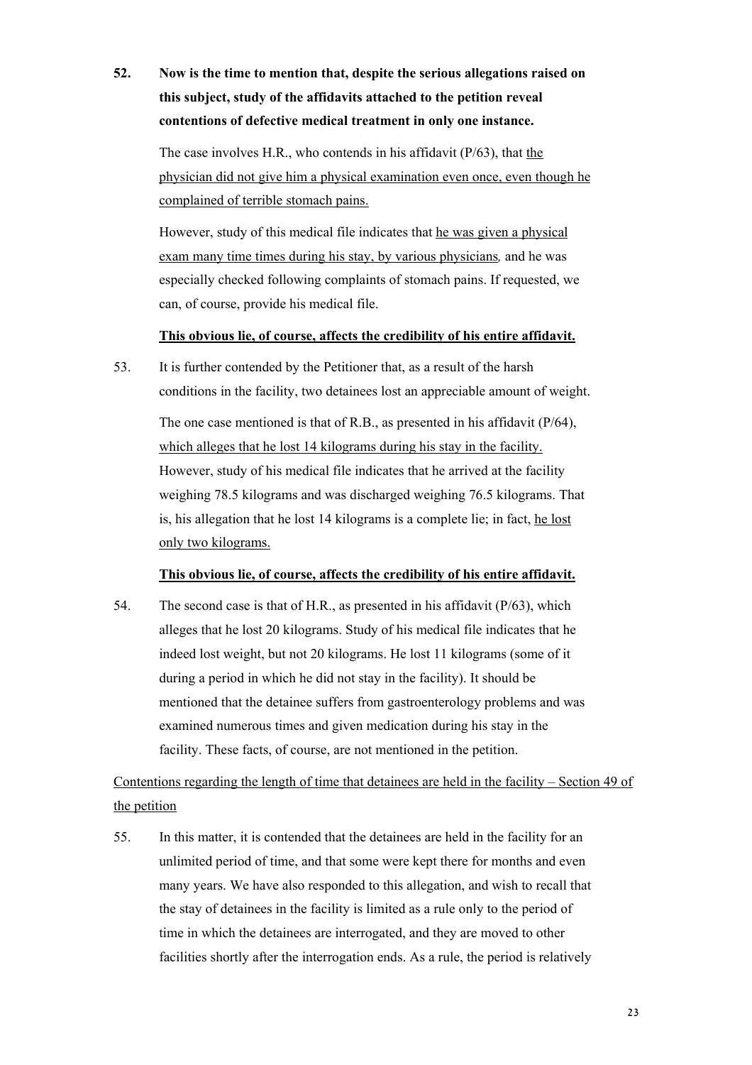**52. Now is the time to mention that, despite the serious allegations raised on this subject, study of the affidavits attached to the petition reveal contentions of defective medical treatment in only one instance.**

The case involves H.R., who contends in his affidavit (P/63), that <u>the physician did not give him a physical examination even once, even though he complained of terrible stomach pains.</u>

However, study of this medical file indicates that <u>he was given a physical exam many time times during his stay, by various physicians</u>*,* and he was especially checked following complaints of stomach pains. If requested, we can, of course, provide his medical file.

**<u>This obvious lie, of course, affects the credibility of his entire affidavit.</u>**

53. It is further contended by the Petitioner that, as a result of the harsh conditions in the facility, two detainees lost an appreciable amount of weight.

The one case mentioned is that of R.B., as presented in his affidavit (P/64), <u>which alleges that he lost 14 kilograms during his stay in the facility.</u> However, study of his medical file indicates that he arrived at the facility weighing 78.5 kilograms and was discharged weighing 76.5 kilograms. That is, his allegation that he lost 14 kilograms is a complete lie; in fact, <u>he lost only two kilograms.</u>

**<u>This obvious lie, of course, affects the credibility of his entire affidavit.</u>**

54. The second case is that of H.R., as presented in his affidavit (P/63), which alleges that he lost 20 kilograms. Study of his medical file indicates that he indeed lost weight, but not 20 kilograms. He lost 11 kilograms (some of it during a period in which he did not stay in the facility). It should be mentioned that the detainee suffers from gastroenterology problems and was examined numerous times and given medication during his stay in the facility. These facts, of course, are not mentioned in the petition.

<u>Contentions regarding the length of time that detainees are held in the facility – Section 49 of the petition</u>

55. In this matter, it is contended that the detainees are held in the facility for an unlimited period of time, and that some were kept there for months and even many years. We have also responded to this allegation, and wish to recall that the stay of detainees in the facility is limited as a rule only to the period of time in which the detainees are interrogated, and they are moved to other facilities shortly after the interrogation ends. As a rule, the period is relatively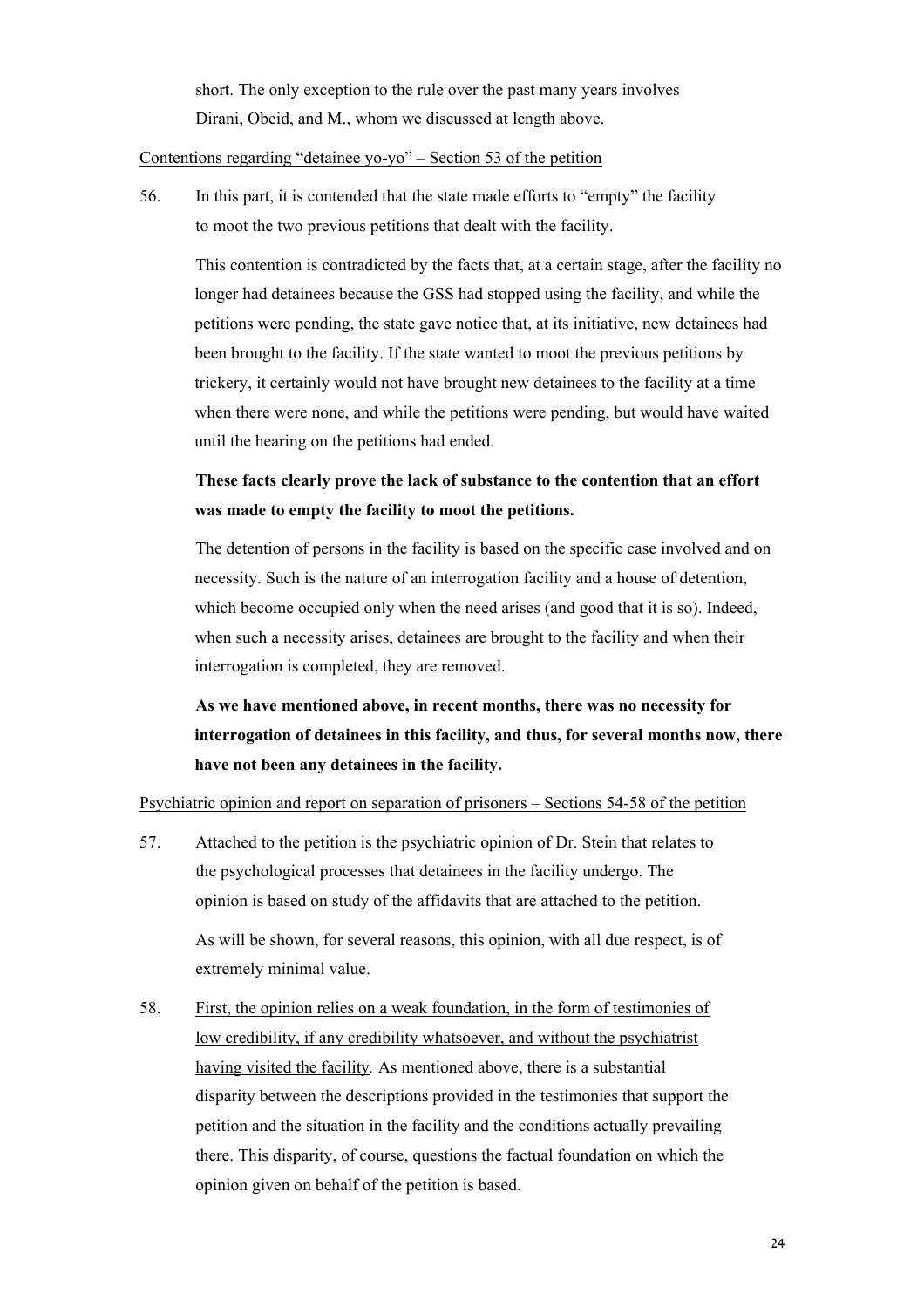short. The only exception to the rule over the past many years involves Dirani, Obeid, and M., whom we discussed at length above.

<u>Contentions regarding "detainee yo-yo" – Section 53 of the petition</u>

56. In this part, it is contended that the state made efforts to "empty" the facility to moot the two previous petitions that dealt with the facility.

This contention is contradicted by the facts that, at a certain stage, after the facility no longer had detainees because the GSS had stopped using the facility, and while the petitions were pending, the state gave notice that, at its initiative, new detainees had been brought to the facility. If the state wanted to moot the previous petitions by trickery, it certainly would not have brought new detainees to the facility at a time when there were none, and while the petitions were pending, but would have waited until the hearing on the petitions had ended.

**These facts clearly prove the lack of substance to the contention that an effort was made to empty the facility to moot the petitions.**

The detention of persons in the facility is based on the specific case involved and on necessity. Such is the nature of an interrogation facility and a house of detention, which become occupied only when the need arises (and good that it is so). Indeed, when such a necessity arises, detainees are brought to the facility and when their interrogation is completed, they are removed.

**As we have mentioned above, in recent months, there was no necessity for interrogation of detainees in this facility, and thus, for several months now, there have not been any detainees in the facility.**

<u>Psychiatric opinion and report on separation of prisoners – Sections 54-58 of the petition</u>

57. Attached to the petition is the psychiatric opinion of Dr. Stein that relates to the psychological processes that detainees in the facility undergo. The opinion is based on study of the affidavits that are attached to the petition.

As will be shown, for several reasons, this opinion, with all due respect, is of extremely minimal value.

58. <u>First, the opinion relies on a weak foundation, in the form of testimonies of low credibility, if any credibility whatsoever, and without the psychiatrist having visited the facility</u>. As mentioned above, there is a substantial disparity between the descriptions provided in the testimonies that support the petition and the situation in the facility and the conditions actually prevailing there. This disparity, of course, questions the factual foundation on which the opinion given on behalf of the petition is based.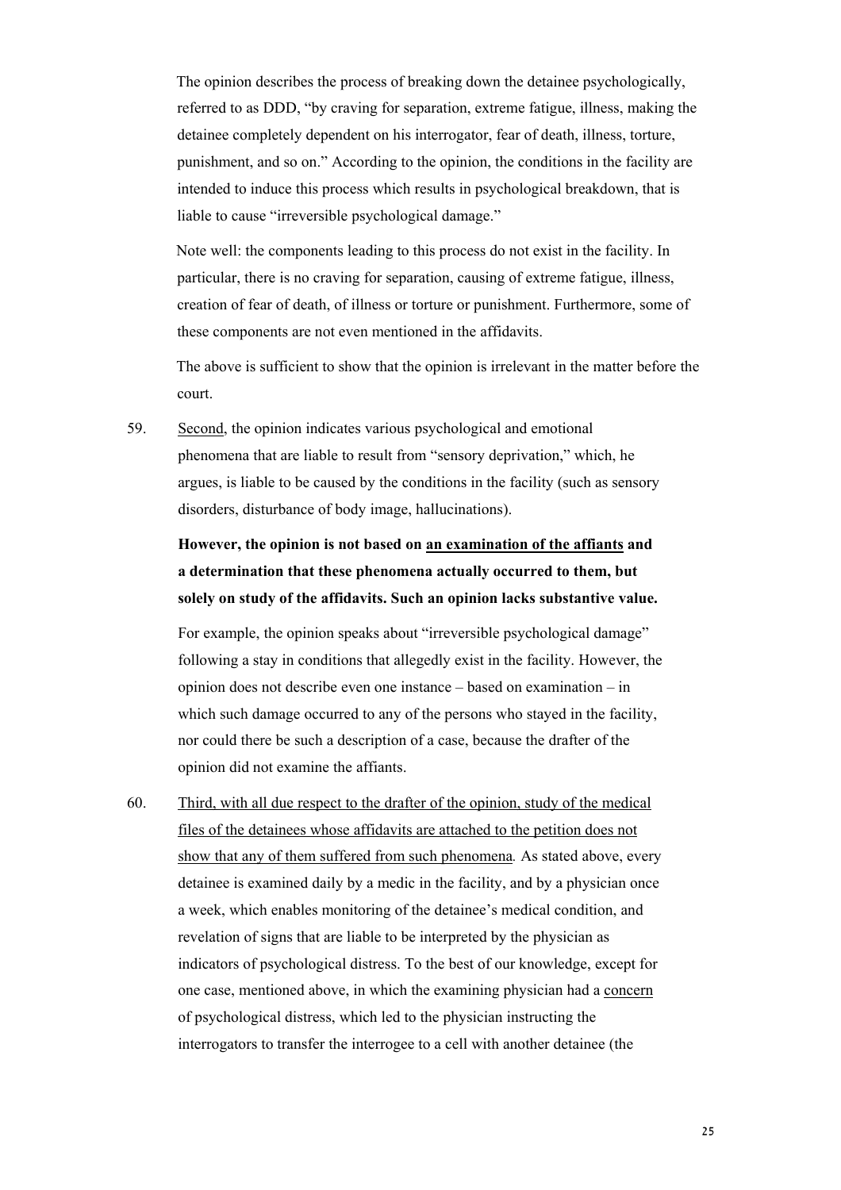The opinion describes the process of breaking down the detainee psychologically, referred to as DDD, "by craving for separation, extreme fatigue, illness, making the detainee completely dependent on his interrogator, fear of death, illness, torture, punishment, and so on." According to the opinion, the conditions in the facility are intended to induce this process which results in psychological breakdown, that is liable to cause "irreversible psychological damage."

Note well: the components leading to this process do not exist in the facility. In particular, there is no craving for separation, causing of extreme fatigue, illness, creation of fear of death, of illness or torture or punishment. Furthermore, some of these components are not even mentioned in the affidavits.

The above is sufficient to show that the opinion is irrelevant in the matter before the court.

59. Second, the opinion indicates various psychological and emotional phenomena that are liable to result from "sensory deprivation," which, he argues, is liable to be caused by the conditions in the facility (such as sensory disorders, disturbance of body image, hallucinations).

**However, the opinion is not based on an examination of the affiants and a determination that these phenomena actually occurred to them, but solely on study of the affidavits. Such an opinion lacks substantive value.**

For example, the opinion speaks about "irreversible psychological damage" following a stay in conditions that allegedly exist in the facility. However, the opinion does not describe even one instance – based on examination – in which such damage occurred to any of the persons who stayed in the facility, nor could there be such a description of a case, because the drafter of the opinion did not examine the affiants.

60. Third, with all due respect to the drafter of the opinion, study of the medical files of the detainees whose affidavits are attached to the petition does not show that any of them suffered from such phenomena*.* As stated above, every detainee is examined daily by a medic in the facility, and by a physician once a week, which enables monitoring of the detainee's medical condition, and revelation of signs that are liable to be interpreted by the physician as indicators of psychological distress. To the best of our knowledge, except for one case, mentioned above, in which the examining physician had a concern of psychological distress, which led to the physician instructing the interrogators to transfer the interrogee to a cell with another detainee (the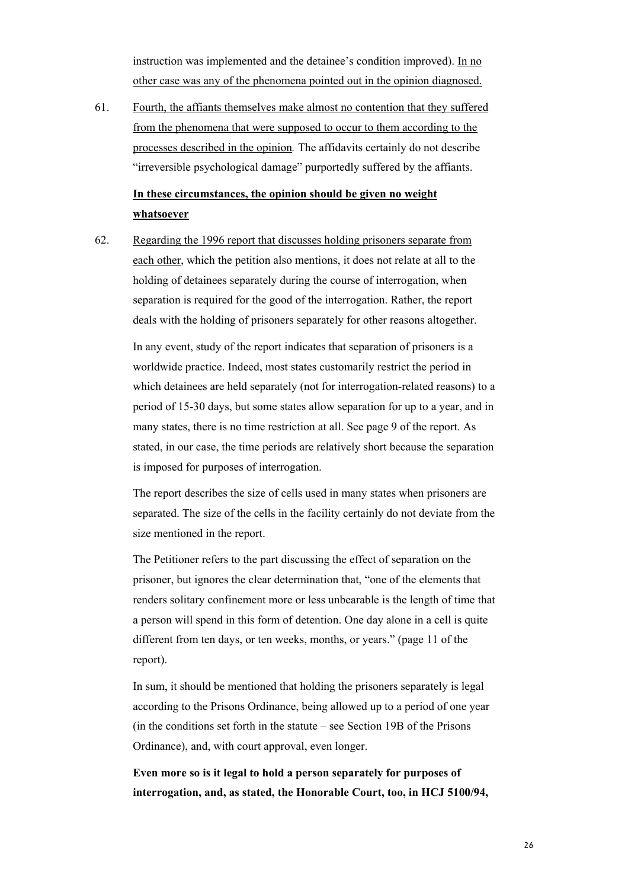instruction was implemented and the detainee's condition improved). In no other case was any of the phenomena pointed out in the opinion diagnosed.

61. Fourth, the affiants themselves make almost no contention that they suffered from the phenomena that were supposed to occur to them according to the processes described in the opinion. The affidavits certainly do not describe "irreversible psychological damage" purportedly suffered by the affiants.

**In these circumstances, the opinion should be given no weight whatsoever**

62. Regarding the 1996 report that discusses holding prisoners separate from each other, which the petition also mentions, it does not relate at all to the holding of detainees separately during the course of interrogation, when separation is required for the good of the interrogation. Rather, the report deals with the holding of prisoners separately for other reasons altogether.

In any event, study of the report indicates that separation of prisoners is a worldwide practice. Indeed, most states customarily restrict the period in which detainees are held separately (not for interrogation-related reasons) to a period of 15-30 days, but some states allow separation for up to a year, and in many states, there is no time restriction at all. See page 9 of the report. As stated, in our case, the time periods are relatively short because the separation is imposed for purposes of interrogation.

The report describes the size of cells used in many states when prisoners are separated. The size of the cells in the facility certainly do not deviate from the size mentioned in the report.

The Petitioner refers to the part discussing the effect of separation on the prisoner, but ignores the clear determination that, "one of the elements that renders solitary confinement more or less unbearable is the length of time that a person will spend in this form of detention. One day alone in a cell is quite different from ten days, or ten weeks, months, or years." (page 11 of the report).

In sum, it should be mentioned that holding the prisoners separately is legal according to the Prisons Ordinance, being allowed up to a period of one year (in the conditions set forth in the statute – see Section 19B of the Prisons Ordinance), and, with court approval, even longer.

**Even more so is it legal to hold a person separately for purposes of interrogation, and, as stated, the Honorable Court, too, in HCJ 5100/94,**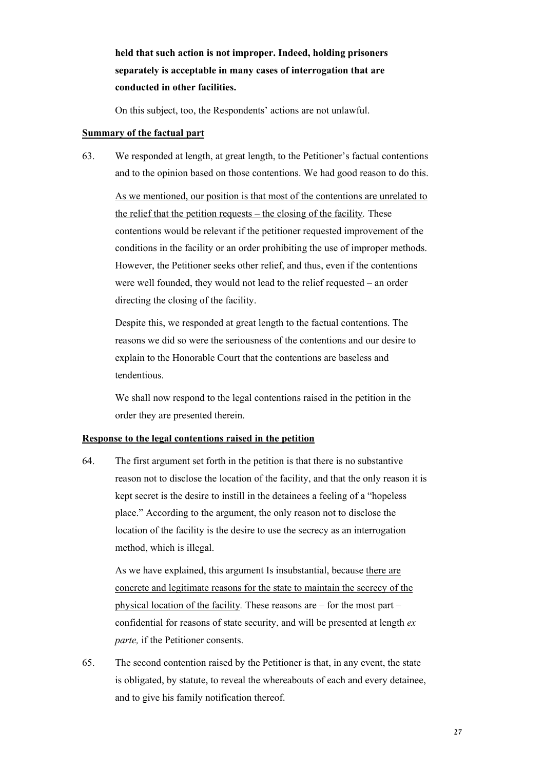**held that such action is not improper. Indeed, holding prisoners separately is acceptable in many cases of interrogation that are conducted in other facilities.**

On this subject, too, the Respondents' actions are not unlawful.

**<u>Summary of the factual part</u>**

63. We responded at length, at great length, to the Petitioner's factual contentions and to the opinion based on those contentions. We had good reason to do this.

<u>As we mentioned, our position is that most of the contentions are unrelated to the relief that the petition requests – the closing of the facility</u>. These contentions would be relevant if the petitioner requested improvement of the conditions in the facility or an order prohibiting the use of improper methods. However, the Petitioner seeks other relief, and thus, even if the contentions were well founded, they would not lead to the relief requested – an order directing the closing of the facility.

Despite this, we responded at great length to the factual contentions. The reasons we did so were the seriousness of the contentions and our desire to explain to the Honorable Court that the contentions are baseless and tendentious.

We shall now respond to the legal contentions raised in the petition in the order they are presented therein.

**<u>Response to the legal contentions raised in the petition</u>**

64. The first argument set forth in the petition is that there is no substantive reason not to disclose the location of the facility, and that the only reason it is kept secret is the desire to instill in the detainees a feeling of a "hopeless place." According to the argument, the only reason not to disclose the location of the facility is the desire to use the secrecy as an interrogation method, which is illegal.

As we have explained, this argument Is insubstantial, because <u>there are concrete and legitimate reasons for the state to maintain the secrecy of the physical location of the facility</u>. These reasons are – for the most part – confidential for reasons of state security, and will be presented at length *ex parte,* if the Petitioner consents.

65. The second contention raised by the Petitioner is that, in any event, the state is obligated, by statute, to reveal the whereabouts of each and every detainee, and to give his family notification thereof.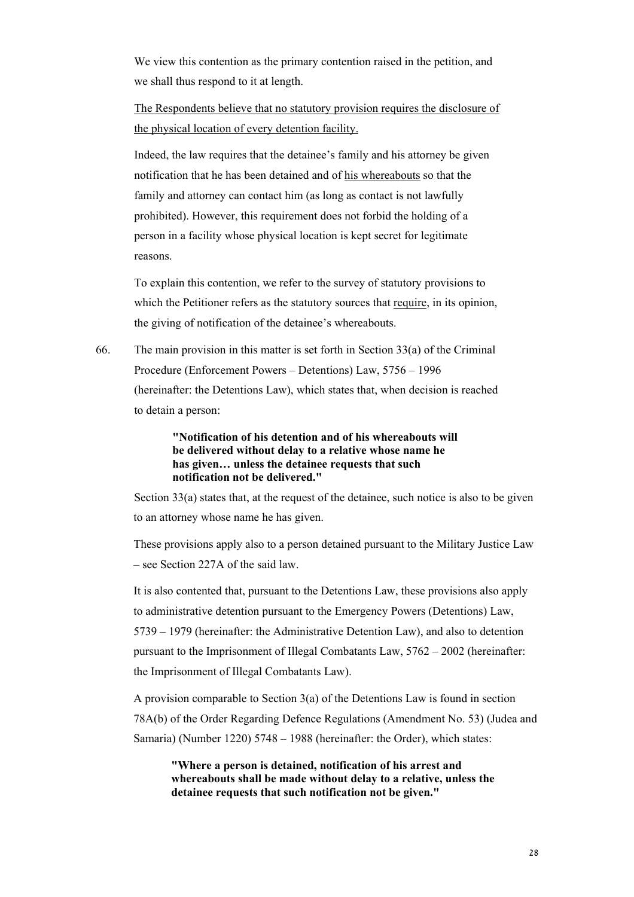We view this contention as the primary contention raised in the petition, and we shall thus respond to it at length.

<u>The Respondents believe that no statutory provision requires the disclosure of the physical location of every detention facility.</u>

Indeed, the law requires that the detainee's family and his attorney be given notification that he has been detained and of <u>his whereabouts</u> so that the family and attorney can contact him (as long as contact is not lawfully prohibited). However, this requirement does not forbid the holding of a person in a facility whose physical location is kept secret for legitimate reasons.

To explain this contention, we refer to the survey of statutory provisions to which the Petitioner refers as the statutory sources that <u>require</u>, in its opinion, the giving of notification of the detainee's whereabouts.

66. The main provision in this matter is set forth in Section 33(a) of the Criminal Procedure (Enforcement Powers – Detentions) Law, 5756 – 1996 (hereinafter: the Detentions Law), which states that, when decision is reached to detain a person:

> **"Notification of his detention and of his whereabouts will be delivered without delay to a relative whose name he has given… unless the detainee requests that such notification not be delivered."**

Section 33(a) states that, at the request of the detainee, such notice is also to be given to an attorney whose name he has given.

These provisions apply also to a person detained pursuant to the Military Justice Law – see Section 227A of the said law.

It is also contented that, pursuant to the Detentions Law, these provisions also apply to administrative detention pursuant to the Emergency Powers (Detentions) Law, 5739 – 1979 (hereinafter: the Administrative Detention Law), and also to detention pursuant to the Imprisonment of Illegal Combatants Law, 5762 – 2002 (hereinafter: the Imprisonment of Illegal Combatants Law).

A provision comparable to Section 3(a) of the Detentions Law is found in section 78A(b) of the Order Regarding Defence Regulations (Amendment No. 53) (Judea and Samaria) (Number 1220) 5748 – 1988 (hereinafter: the Order), which states:

> **"Where a person is detained, notification of his arrest and whereabouts shall be made without delay to a relative, unless the detainee requests that such notification not be given."**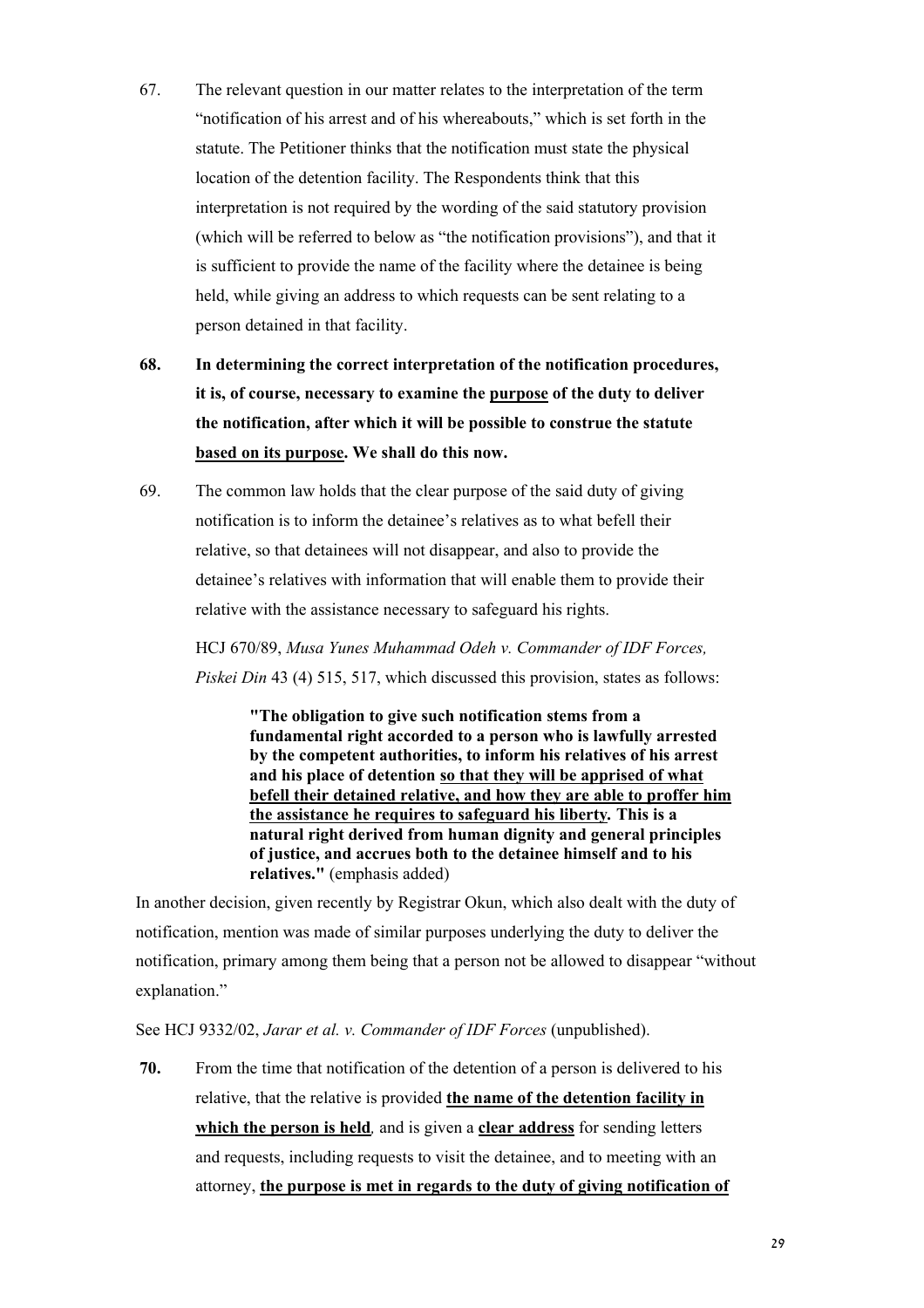67. The relevant question in our matter relates to the interpretation of the term "notification of his arrest and of his whereabouts," which is set forth in the statute. The Petitioner thinks that the notification must state the physical location of the detention facility. The Respondents think that this interpretation is not required by the wording of the said statutory provision (which will be referred to below as "the notification provisions"), and that it is sufficient to provide the name of the facility where the detainee is being held, while giving an address to which requests can be sent relating to a person detained in that facility.

**68. In determining the correct interpretation of the notification procedures, it is, of course, necessary to examine the <u>purpose</u> of the duty to deliver the notification, after which it will be possible to construe the statute <u>based on its purpose</u>. We shall do this now.**

69. The common law holds that the clear purpose of the said duty of giving notification is to inform the detainee's relatives as to what befell their relative, so that detainees will not disappear, and also to provide the detainee's relatives with information that will enable them to provide their relative with the assistance necessary to safeguard his rights.

HCJ 670/89, *Musa Yunes Muhammad Odeh v. Commander of IDF Forces, Piskei Din* 43 (4) 515, 517, which discussed this provision, states as follows:

> **"The obligation to give such notification stems from a fundamental right accorded to a person who is lawfully arrested by the competent authorities, to inform his relatives of his arrest and his place of detention <u>so that they will be apprised of what befell their detained relative, and how they are able to proffer him the assistance he requires to safeguard his liberty</u>. This is a natural right derived from human dignity and general principles of justice, and accrues both to the detainee himself and to his relatives."** (emphasis added)

In another decision, given recently by Registrar Okun, which also dealt with the duty of notification, mention was made of similar purposes underlying the duty to deliver the notification, primary among them being that a person not be allowed to disappear "without explanation."

See HCJ 9332/02, *Jarar et al. v. Commander of IDF Forces* (unpublished).

**70.** From the time that notification of the detention of a person is delivered to his relative, that the relative is provided **<u>the name of the detention facility in which the person is held</u>**, and is given a **<u>clear address</u>** for sending letters and requests, including requests to visit the detainee, and to meeting with an attorney, **<u>the purpose is met in regards to the duty of giving notification of</u>**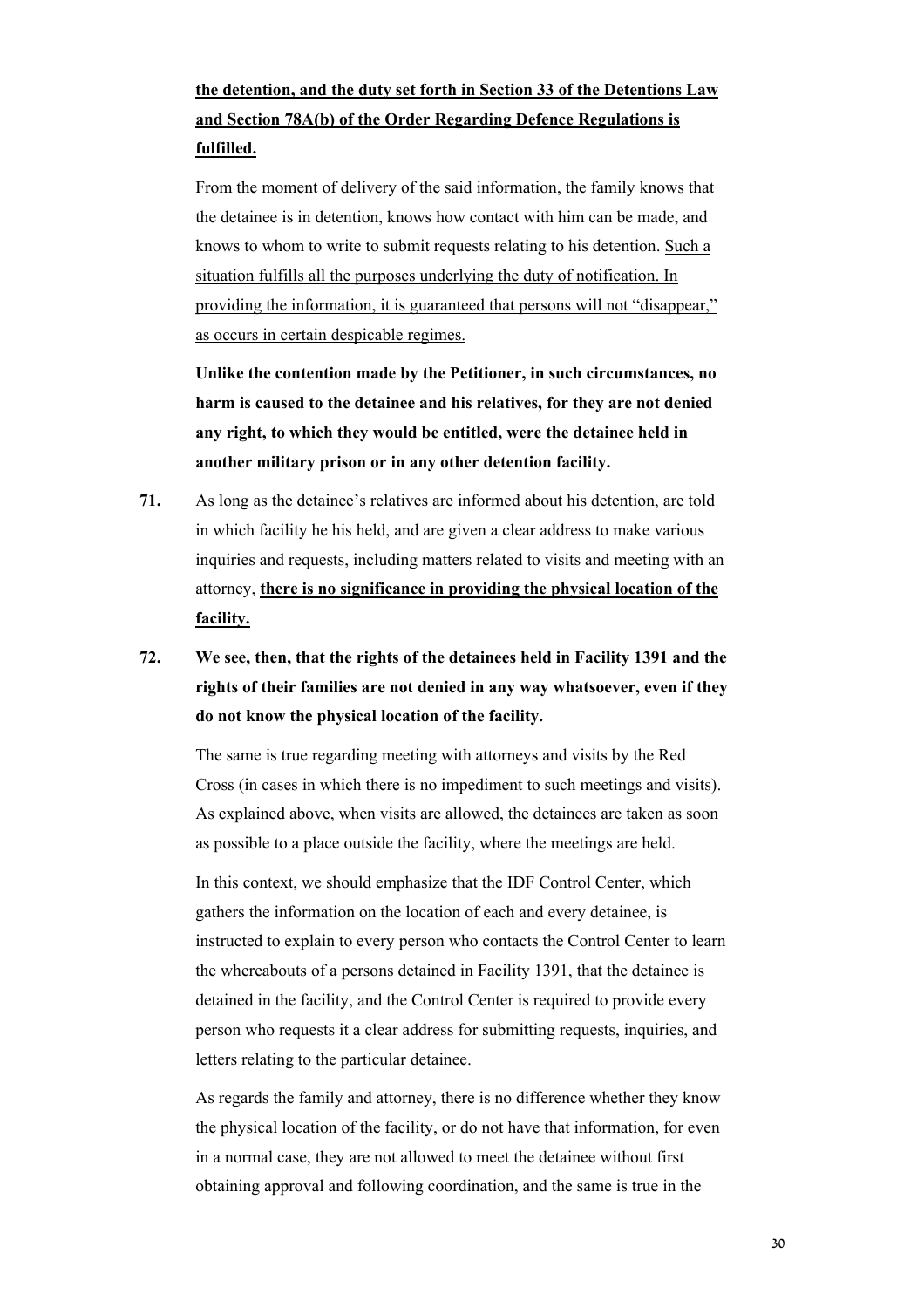**<u>the detention, and the duty set forth in Section 33 of the Detentions Law and Section 78A(b) of the Order Regarding Defence Regulations is fulfilled.</u>**

From the moment of delivery of the said information, the family knows that the detainee is in detention, knows how contact with him can be made, and knows to whom to write to submit requests relating to his detention. <u>Such a situation fulfills all the purposes underlying the duty of notification. In providing the information, it is guaranteed that persons will not "disappear," as occurs in certain despicable regimes.</u>

**Unlike the contention made by the Petitioner, in such circumstances, no harm is caused to the detainee and his relatives, for they are not denied any right, to which they would be entitled, were the detainee held in another military prison or in any other detention facility.**

**71.** As long as the detainee's relatives are informed about his detention, are told in which facility he his held, and are given a clear address to make various inquiries and requests, including matters related to visits and meeting with an attorney, **<u>there is no significance in providing the physical location of the facility.</u>**

**72. We see, then, that the rights of the detainees held in Facility 1391 and the rights of their families are not denied in any way whatsoever, even if they do not know the physical location of the facility.**

The same is true regarding meeting with attorneys and visits by the Red Cross (in cases in which there is no impediment to such meetings and visits). As explained above, when visits are allowed, the detainees are taken as soon as possible to a place outside the facility, where the meetings are held.

In this context, we should emphasize that the IDF Control Center, which gathers the information on the location of each and every detainee, is instructed to explain to every person who contacts the Control Center to learn the whereabouts of a persons detained in Facility 1391, that the detainee is detained in the facility, and the Control Center is required to provide every person who requests it a clear address for submitting requests, inquiries, and letters relating to the particular detainee.

As regards the family and attorney, there is no difference whether they know the physical location of the facility, or do not have that information, for even in a normal case, they are not allowed to meet the detainee without first obtaining approval and following coordination, and the same is true in the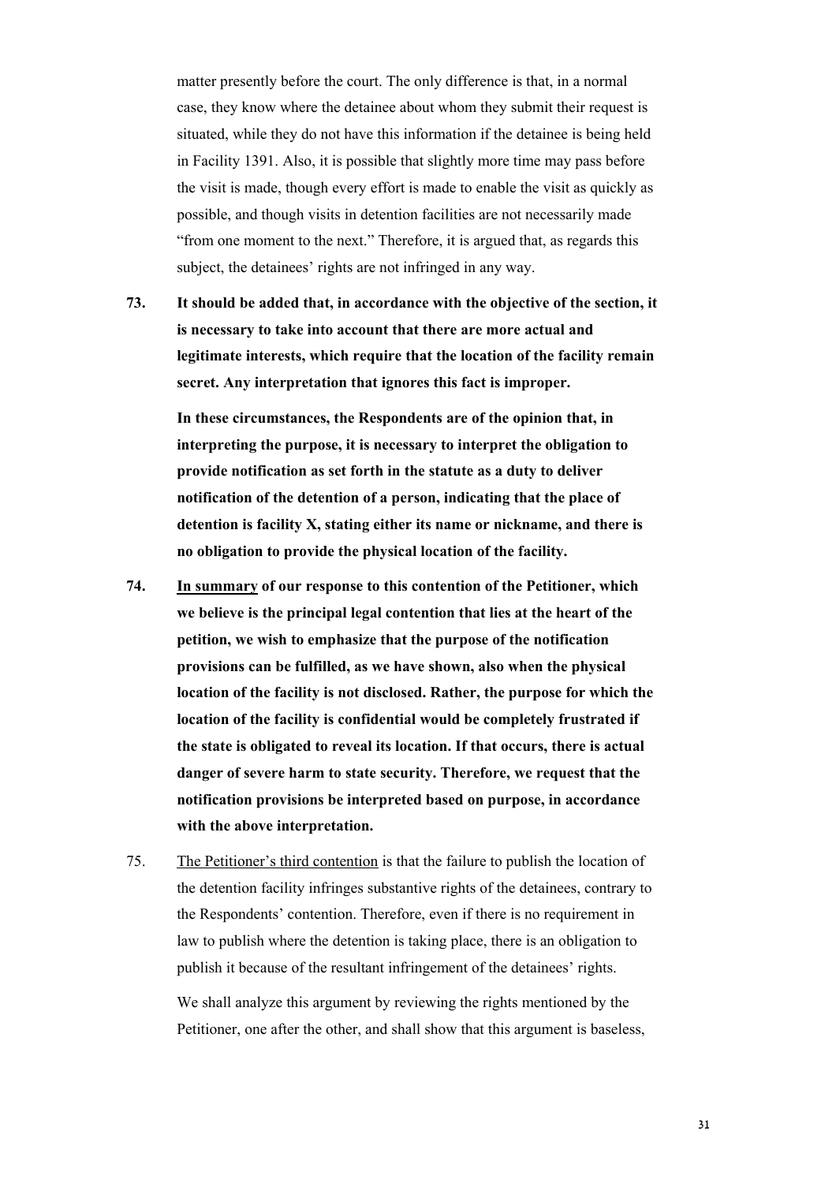matter presently before the court. The only difference is that, in a normal case, they know where the detainee about whom they submit their request is situated, while they do not have this information if the detainee is being held in Facility 1391. Also, it is possible that slightly more time may pass before the visit is made, though every effort is made to enable the visit as quickly as possible, and though visits in detention facilities are not necessarily made "from one moment to the next." Therefore, it is argued that, as regards this subject, the detainees' rights are not infringed in any way.

**73.** **It should be added that, in accordance with the objective of the section, it is necessary to take into account that there are more actual and legitimate interests, which require that the location of the facility remain secret. Any interpretation that ignores this fact is improper.**

**In these circumstances, the Respondents are of the opinion that, in interpreting the purpose, it is necessary to interpret the obligation to provide notification as set forth in the statute as a duty to deliver notification of the detention of a person, indicating that the place of detention is facility X, stating either its name or nickname, and there is no obligation to provide the physical location of the facility.**

**74.** **<u>In summary</u> of our response to this contention of the Petitioner, which we believe is the principal legal contention that lies at the heart of the petition, we wish to emphasize that the purpose of the notification provisions can be fulfilled, as we have shown, also when the physical location of the facility is not disclosed. Rather, the purpose for which the location of the facility is confidential would be completely frustrated if the state is obligated to reveal its location. If that occurs, there is actual danger of severe harm to state security. Therefore, we request that the notification provisions be interpreted based on purpose, in accordance with the above interpretation.**

75. <u>The Petitioner's third contention</u> is that the failure to publish the location of the detention facility infringes substantive rights of the detainees, contrary to the Respondents' contention. Therefore, even if there is no requirement in law to publish where the detention is taking place, there is an obligation to publish it because of the resultant infringement of the detainees' rights.

We shall analyze this argument by reviewing the rights mentioned by the Petitioner, one after the other, and shall show that this argument is baseless,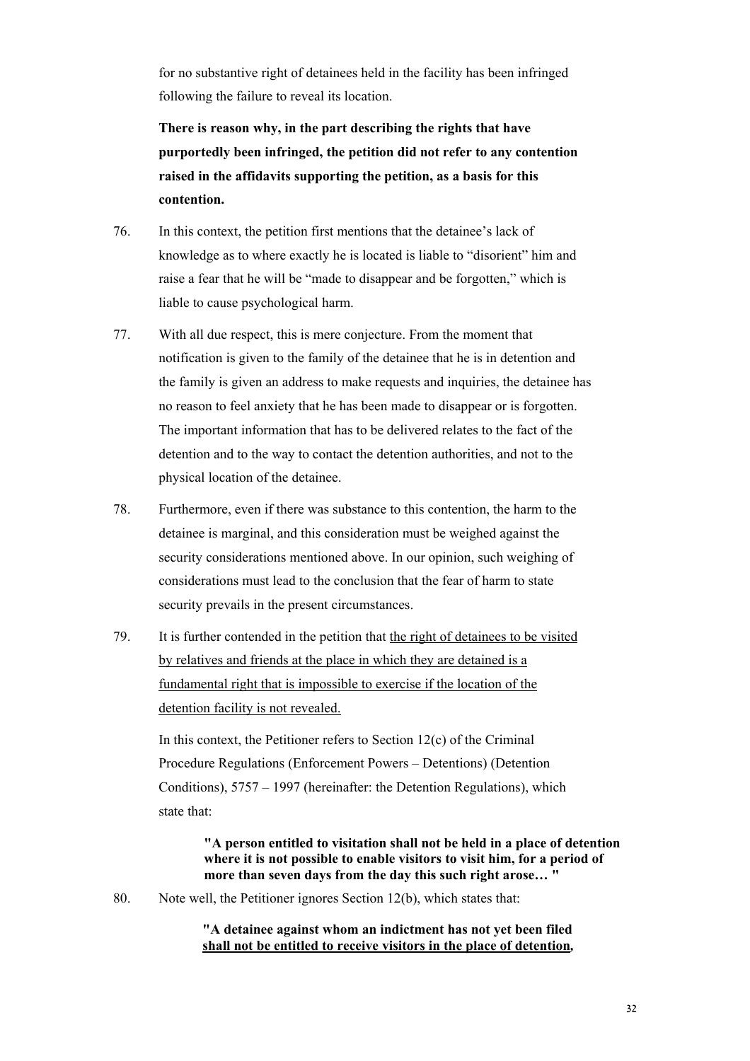for no substantive right of detainees held in the facility has been infringed following the failure to reveal its location.

**There is reason why, in the part describing the rights that have purportedly been infringed, the petition did not refer to any contention raised in the affidavits supporting the petition, as a basis for this contention.**

76. In this context, the petition first mentions that the detainee's lack of knowledge as to where exactly he is located is liable to "disorient" him and raise a fear that he will be "made to disappear and be forgotten," which is liable to cause psychological harm.

77. With all due respect, this is mere conjecture. From the moment that notification is given to the family of the detainee that he is in detention and the family is given an address to make requests and inquiries, the detainee has no reason to feel anxiety that he has been made to disappear or is forgotten. The important information that has to be delivered relates to the fact of the detention and to the way to contact the detention authorities, and not to the physical location of the detainee.

78. Furthermore, even if there was substance to this contention, the harm to the detainee is marginal, and this consideration must be weighed against the security considerations mentioned above. In our opinion, such weighing of considerations must lead to the conclusion that the fear of harm to state security prevails in the present circumstances.

79. It is further contended in the petition that <u>the right of detainees to be visited by relatives and friends at the place in which they are detained is a fundamental right that is impossible to exercise if the location of the detention facility is not revealed.</u>

    In this context, the Petitioner refers to Section 12(c) of the Criminal Procedure Regulations (Enforcement Powers – Detentions) (Detention Conditions), 5757 – 1997 (hereinafter: the Detention Regulations), which state that:

    > **"A person entitled to visitation shall not be held in a place of detention where it is not possible to enable visitors to visit him, for a period of more than seven days from the day this such right arose… "**

80. Note well, the Petitioner ignores Section 12(b), which states that:

    > **"A detainee against whom an indictment has not yet been filed <u>shall not be entitled to receive visitors in the place of detention</u>,**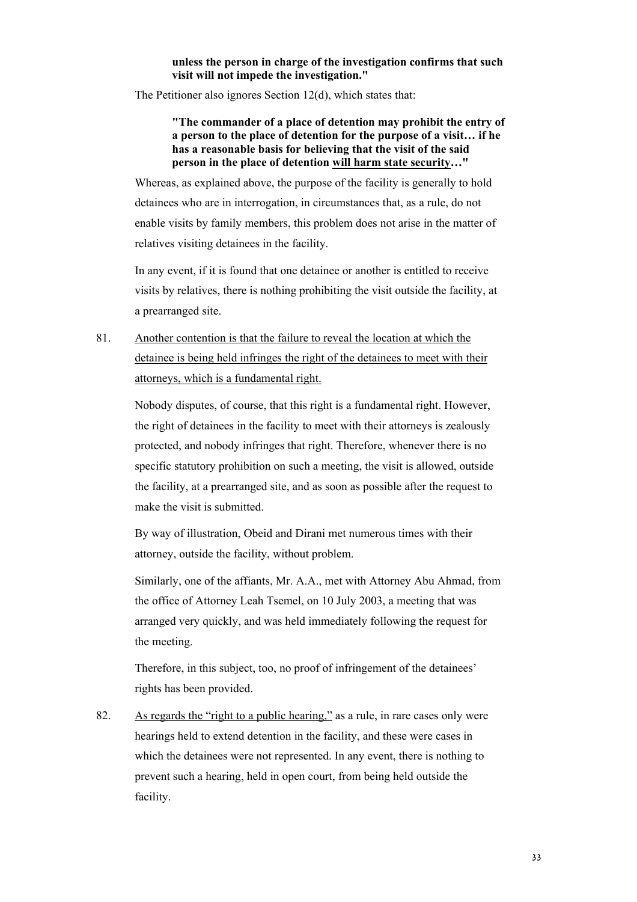> **unless the person in charge of the investigation confirms that such visit will not impede the investigation."**

The Petitioner also ignores Section 12(d), which states that:

> **"The commander of a place of detention may prohibit the entry of a person to the place of detention for the purpose of a visit… if he has a reasonable basis for believing that the visit of the said person in the place of detention <u>will harm state security</u>…"**

Whereas, as explained above, the purpose of the facility is generally to hold detainees who are in interrogation, in circumstances that, as a rule, do not enable visits by family members, this problem does not arise in the matter of relatives visiting detainees in the facility.

In any event, if it is found that one detainee or another is entitled to receive visits by relatives, there is nothing prohibiting the visit outside the facility, at a prearranged site.

81. <u>Another contention is that the failure to reveal the location at which the detainee is being held infringes the right of the detainees to meet with their attorneys, which is a fundamental right.</u>

    Nobody disputes, of course, that this right is a fundamental right. However, the right of detainees in the facility to meet with their attorneys is zealously protected, and nobody infringes that right. Therefore, whenever there is no specific statutory prohibition on such a meeting, the visit is allowed, outside the facility, at a prearranged site, and as soon as possible after the request to make the visit is submitted.

    By way of illustration, Obeid and Dirani met numerous times with their attorney, outside the facility, without problem.

    Similarly, one of the affiants, Mr. A.A., met with Attorney Abu Ahmad, from the office of Attorney Leah Tsemel, on 10 July 2003, a meeting that was arranged very quickly, and was held immediately following the request for the meeting.

    Therefore, in this subject, too, no proof of infringement of the detainees' rights has been provided.

82. <u>As regards the "right to a public hearing,"</u> as a rule, in rare cases only were hearings held to extend detention in the facility, and these were cases in which the detainees were not represented. In any event, there is nothing to prevent such a hearing, held in open court, from being held outside the facility.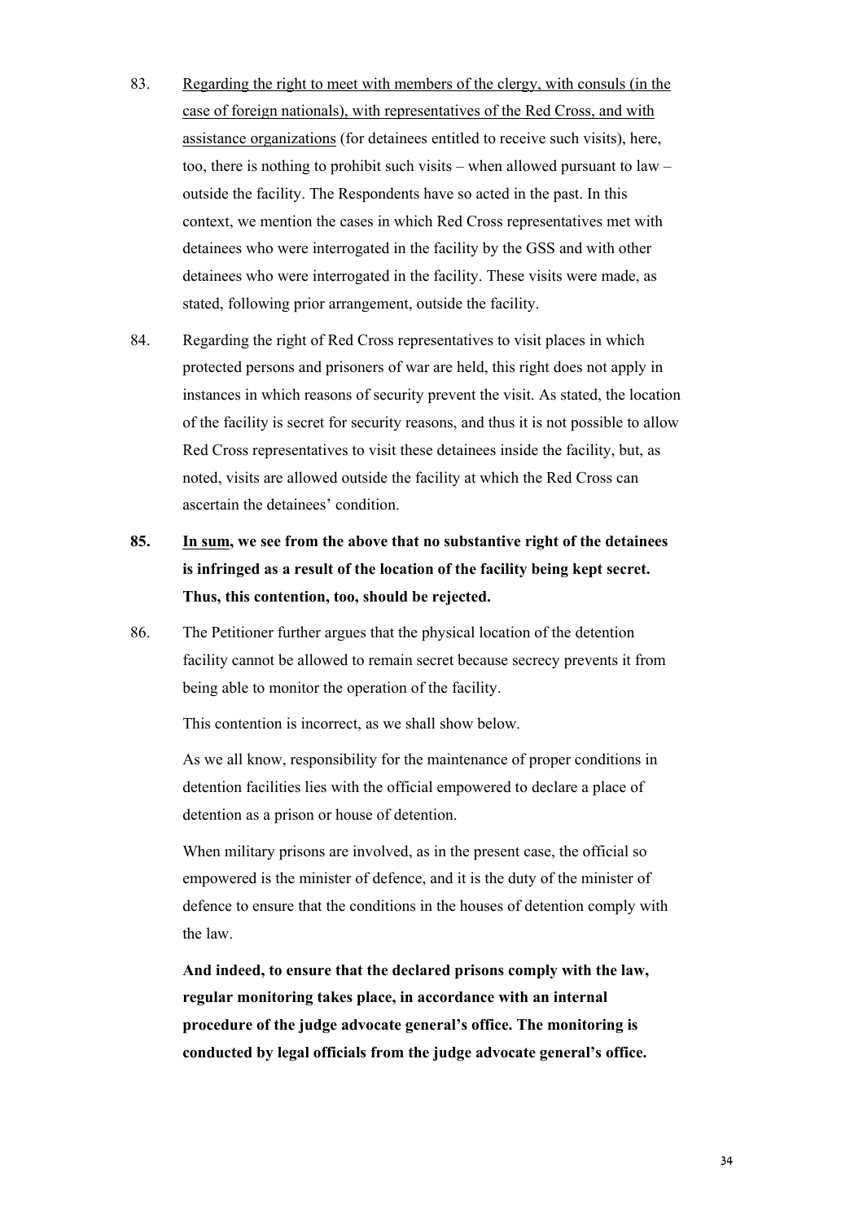83. <u>Regarding the right to meet with members of the clergy, with consuls (in the case of foreign nationals), with representatives of the Red Cross, and with assistance organizations</u> (for detainees entitled to receive such visits), here, too, there is nothing to prohibit such visits – when allowed pursuant to law – outside the facility. The Respondents have so acted in the past. In this context, we mention the cases in which Red Cross representatives met with detainees who were interrogated in the facility by the GSS and with other detainees who were interrogated in the facility. These visits were made, as stated, following prior arrangement, outside the facility.

84. Regarding the right of Red Cross representatives to visit places in which protected persons and prisoners of war are held, this right does not apply in instances in which reasons of security prevent the visit. As stated, the location of the facility is secret for security reasons, and thus it is not possible to allow Red Cross representatives to visit these detainees inside the facility, but, as noted, visits are allowed outside the facility at which the Red Cross can ascertain the detainees' condition.

**85. <u>In sum</u>, we see from the above that no substantive right of the detainees is infringed as a result of the location of the facility being kept secret. Thus, this contention, too, should be rejected.**

86. The Petitioner further argues that the physical location of the detention facility cannot be allowed to remain secret because secrecy prevents it from being able to monitor the operation of the facility.

    This contention is incorrect, as we shall show below.

    As we all know, responsibility for the maintenance of proper conditions in detention facilities lies with the official empowered to declare a place of detention as a prison or house of detention.

    When military prisons are involved, as in the present case, the official so empowered is the minister of defence, and it is the duty of the minister of defence to ensure that the conditions in the houses of detention comply with the law.

    **And indeed, to ensure that the declared prisons comply with the law, regular monitoring takes place, in accordance with an internal procedure of the judge advocate general's office. The monitoring is conducted by legal officials from the judge advocate general's office.**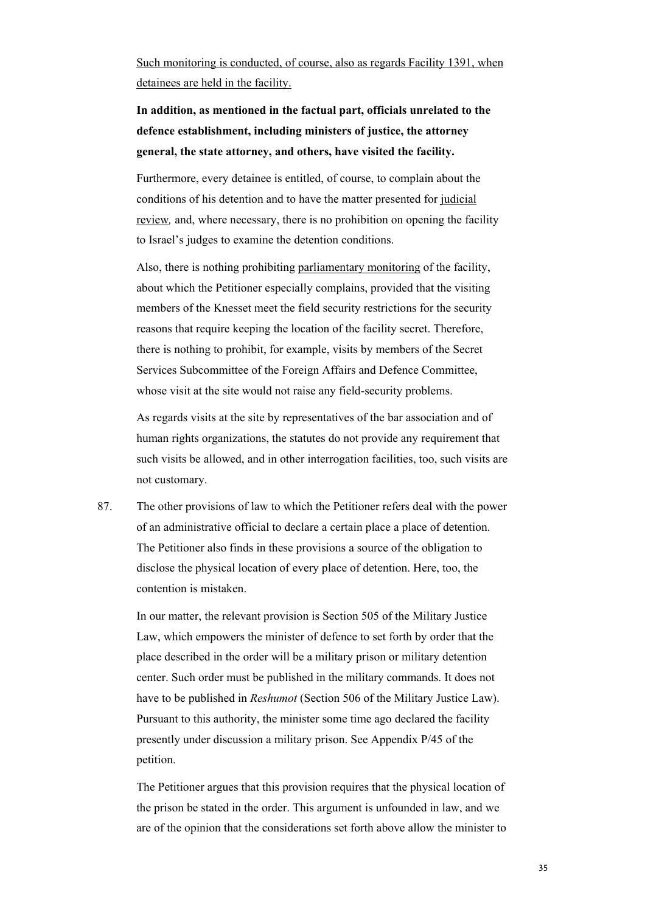<u>Such monitoring is conducted, of course, also as regards Facility 1391, when detainees are held in the facility.</u>

**In addition, as mentioned in the factual part, officials unrelated to the defence establishment, including ministers of justice, the attorney general, the state attorney, and others, have visited the facility.**

Furthermore, every detainee is entitled, of course, to complain about the conditions of his detention and to have the matter presented for <u>judicial review</u>*,* and, where necessary, there is no prohibition on opening the facility to Israel's judges to examine the detention conditions.

Also, there is nothing prohibiting <u>parliamentary monitoring</u> of the facility, about which the Petitioner especially complains, provided that the visiting members of the Knesset meet the field security restrictions for the security reasons that require keeping the location of the facility secret. Therefore, there is nothing to prohibit, for example, visits by members of the Secret Services Subcommittee of the Foreign Affairs and Defence Committee, whose visit at the site would not raise any field-security problems.

As regards visits at the site by representatives of the bar association and of human rights organizations, the statutes do not provide any requirement that such visits be allowed, and in other interrogation facilities, too, such visits are not customary.

87. The other provisions of law to which the Petitioner refers deal with the power of an administrative official to declare a certain place a place of detention. The Petitioner also finds in these provisions a source of the obligation to disclose the physical location of every place of detention. Here, too, the contention is mistaken.

In our matter, the relevant provision is Section 505 of the Military Justice Law, which empowers the minister of defence to set forth by order that the place described in the order will be a military prison or military detention center. Such order must be published in the military commands. It does not have to be published in *Reshumot* (Section 506 of the Military Justice Law). Pursuant to this authority, the minister some time ago declared the facility presently under discussion a military prison. See Appendix P/45 of the petition.

The Petitioner argues that this provision requires that the physical location of the prison be stated in the order. This argument is unfounded in law, and we are of the opinion that the considerations set forth above allow the minister to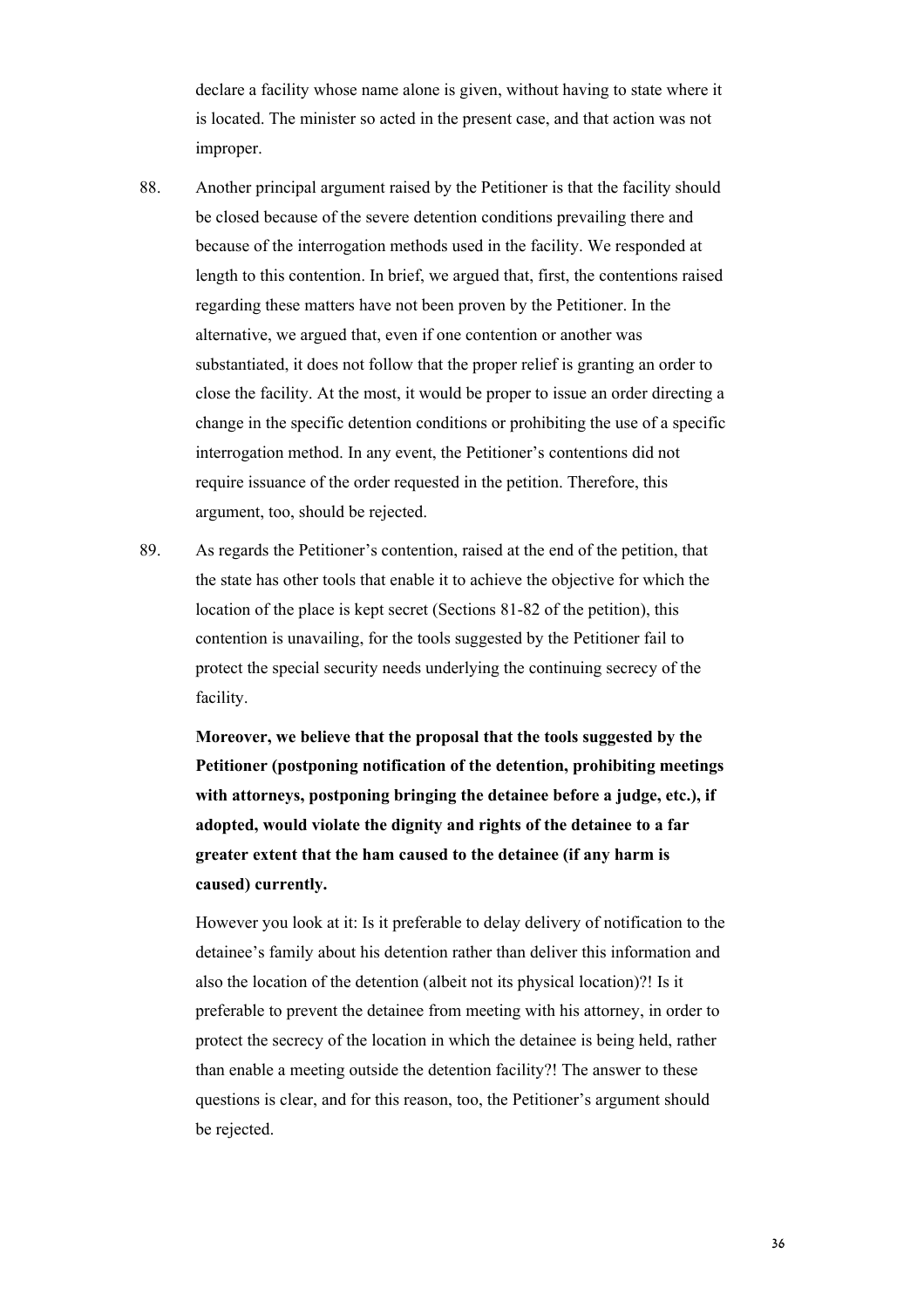declare a facility whose name alone is given, without having to state where it is located. The minister so acted in the present case, and that action was not improper.

88. Another principal argument raised by the Petitioner is that the facility should be closed because of the severe detention conditions prevailing there and because of the interrogation methods used in the facility. We responded at length to this contention. In brief, we argued that, first, the contentions raised regarding these matters have not been proven by the Petitioner. In the alternative, we argued that, even if one contention or another was substantiated, it does not follow that the proper relief is granting an order to close the facility. At the most, it would be proper to issue an order directing a change in the specific detention conditions or prohibiting the use of a specific interrogation method. In any event, the Petitioner's contentions did not require issuance of the order requested in the petition. Therefore, this argument, too, should be rejected.

89. As regards the Petitioner's contention, raised at the end of the petition, that the state has other tools that enable it to achieve the objective for which the location of the place is kept secret (Sections 81-82 of the petition), this contention is unavailing, for the tools suggested by the Petitioner fail to protect the special security needs underlying the continuing secrecy of the facility.

**Moreover, we believe that the proposal that the tools suggested by the Petitioner (postponing notification of the detention, prohibiting meetings with attorneys, postponing bringing the detainee before a judge, etc.), if adopted, would violate the dignity and rights of the detainee to a far greater extent that the ham caused to the detainee (if any harm is caused) currently.**

However you look at it: Is it preferable to delay delivery of notification to the detainee's family about his detention rather than deliver this information and also the location of the detention (albeit not its physical location)?! Is it preferable to prevent the detainee from meeting with his attorney, in order to protect the secrecy of the location in which the detainee is being held, rather than enable a meeting outside the detention facility?! The answer to these questions is clear, and for this reason, too, the Petitioner's argument should be rejected.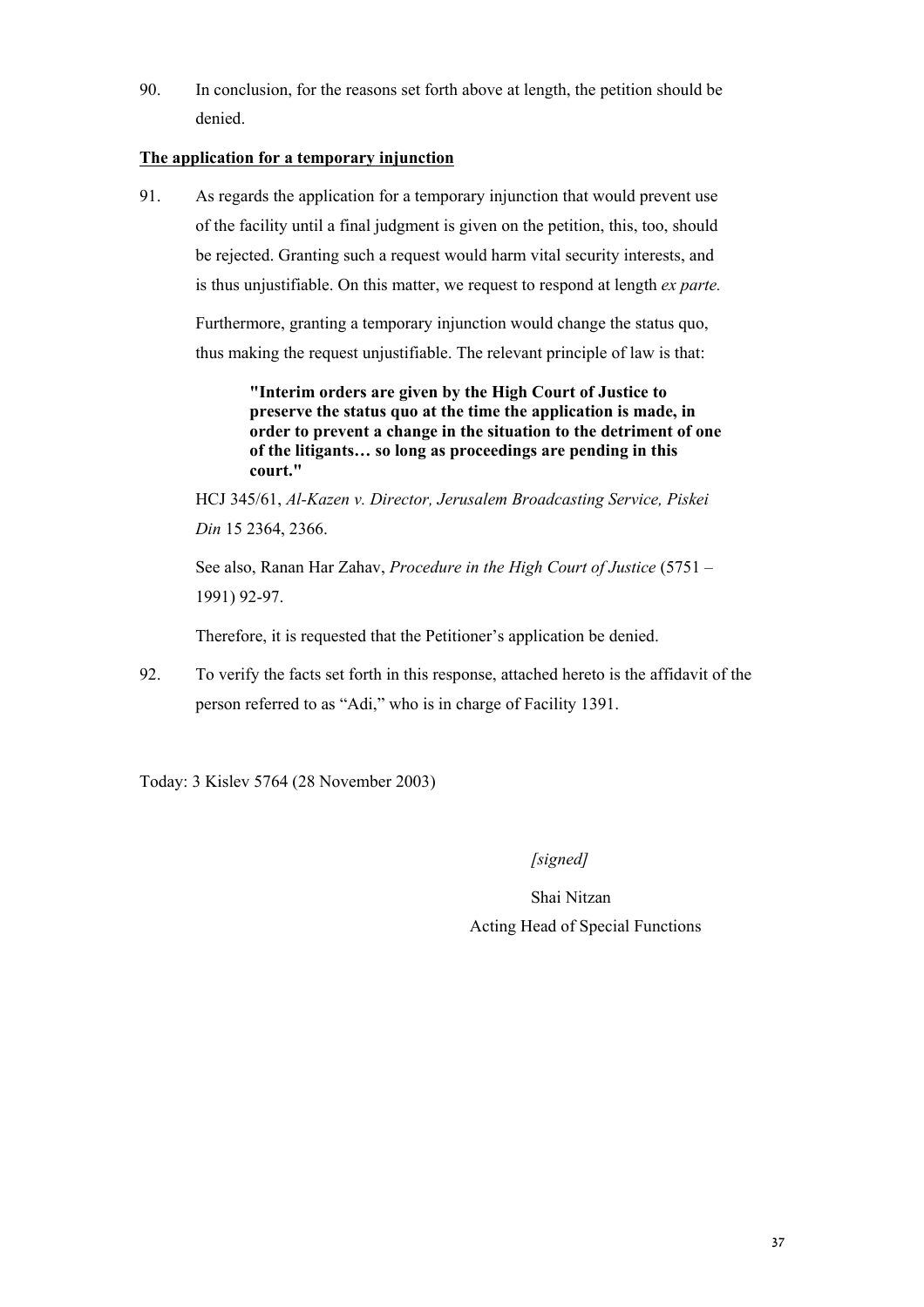90. In conclusion, for the reasons set forth above at length, the petition should be denied.

**<u>The application for a temporary injunction</u>**

91. As regards the application for a temporary injunction that would prevent use of the facility until a final judgment is given on the petition, this, too, should be rejected. Granting such a request would harm vital security interests, and is thus unjustifiable. On this matter, we request to respond at length *ex parte.*

    Furthermore, granting a temporary injunction would change the status quo, thus making the request unjustifiable. The relevant principle of law is that:

    > **"Interim orders are given by the High Court of Justice to preserve the status quo at the time the application is made, in order to prevent a change in the situation to the detriment of one of the litigants… so long as proceedings are pending in this court."**

    HCJ 345/61, *Al-Kazen v. Director, Jerusalem Broadcasting Service, Piskei Din* 15 2364, 2366.

    See also, Ranan Har Zahav, *Procedure in the High Court of Justice* (5751 – 1991) 92-97.

    Therefore, it is requested that the Petitioner's application be denied.

92. To verify the facts set forth in this response, attached hereto is the affidavit of the person referred to as "Adi," who is in charge of Facility 1391.

Today: 3 Kislev 5764 (28 November 2003)

*[signed]*

Shai Nitzan
Acting Head of Special Functions